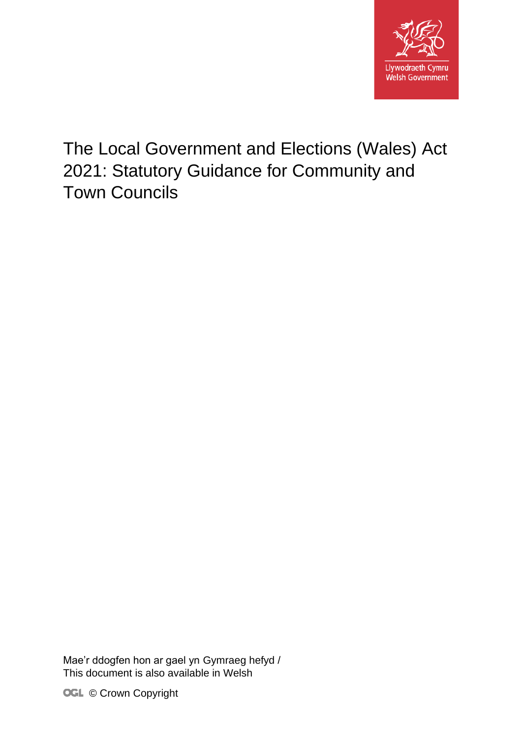Llywodraeth Cymru
Welsh Government

# The Local Government and Elections (Wales) Act 2021: Statutory Guidance for Community and Town Councils

Mae'r ddogfen hon ar gael yn Gymraeg hefyd /
This document is also available in Welsh

OGL © Crown Copyright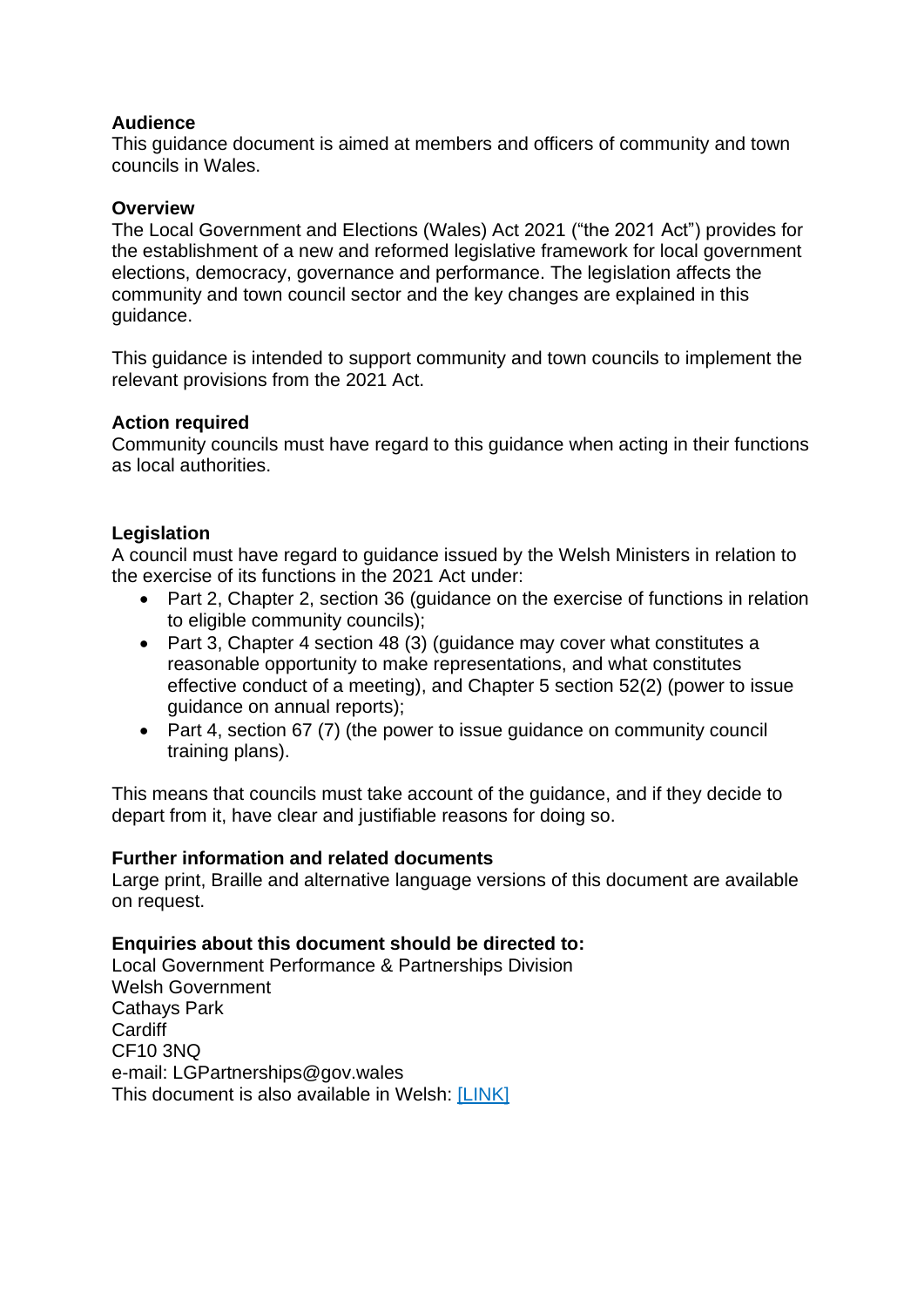**Audience**
This guidance document is aimed at members and officers of community and town councils in Wales.

**Overview**
The Local Government and Elections (Wales) Act 2021 ("the 2021 Act") provides for the establishment of a new and reformed legislative framework for local government elections, democracy, governance and performance. The legislation affects the community and town council sector and the key changes are explained in this guidance.

This guidance is intended to support community and town councils to implement the relevant provisions from the 2021 Act.

**Action required**
Community councils must have regard to this guidance when acting in their functions as local authorities.

**Legislation**
A council must have regard to guidance issued by the Welsh Ministers in relation to the exercise of its functions in the 2021 Act under:

- Part 2, Chapter 2, section 36 (guidance on the exercise of functions in relation to eligible community councils);
- Part 3, Chapter 4 section 48 (3) (guidance may cover what constitutes a reasonable opportunity to make representations, and what constitutes effective conduct of a meeting), and Chapter 5 section 52(2) (power to issue guidance on annual reports);
- Part 4, section 67 (7) (the power to issue guidance on community council training plans).

This means that councils must take account of the guidance, and if they decide to depart from it, have clear and justifiable reasons for doing so.

**Further information and related documents**
Large print, Braille and alternative language versions of this document are available on request.

**Enquiries about this document should be directed to:**
Local Government Performance & Partnerships Division
Welsh Government
Cathays Park
Cardiff
CF10 3NQ
e-mail: LGPartnerships@gov.wales
This document is also available in Welsh: [LINK]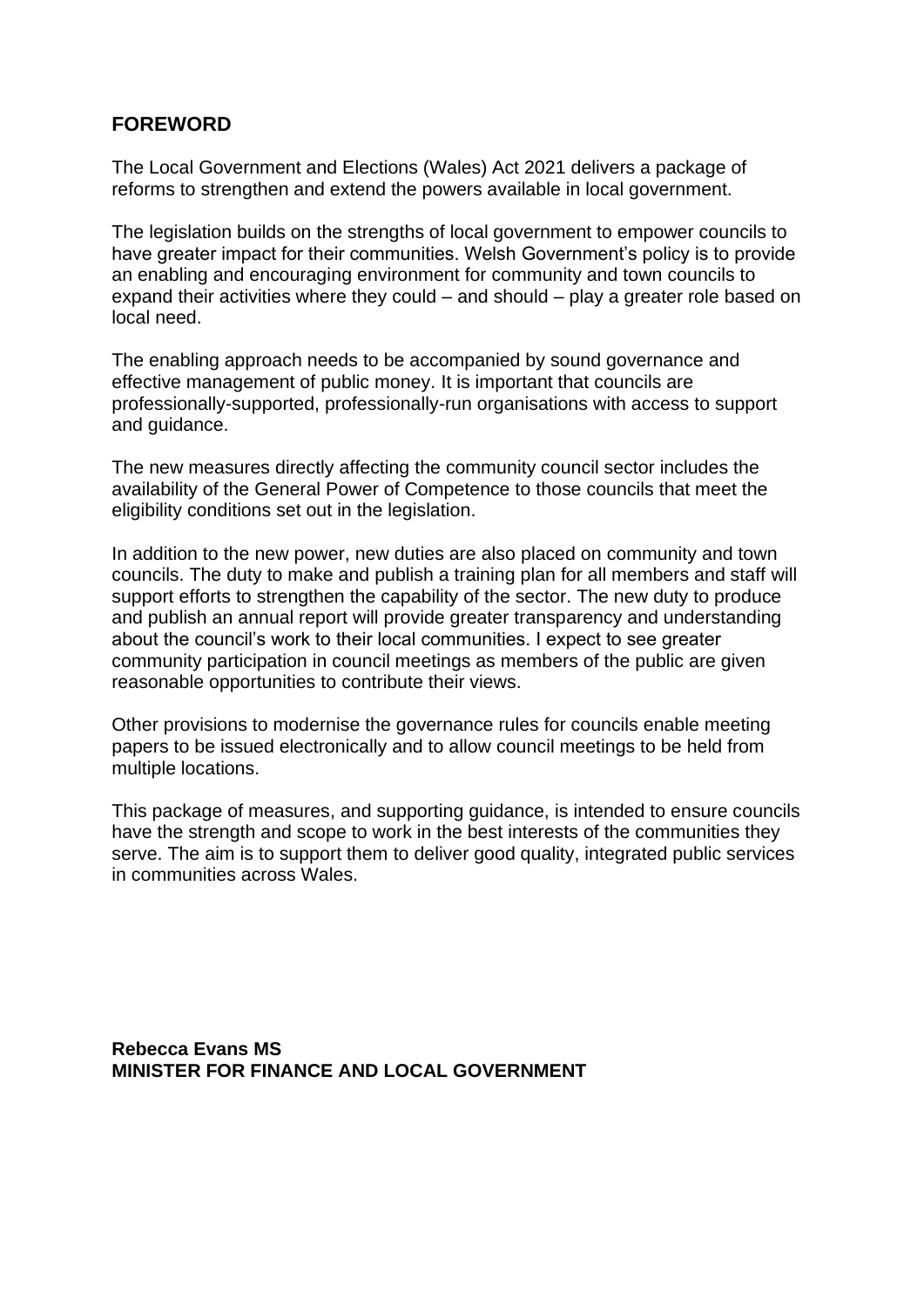## FOREWORD

The Local Government and Elections (Wales) Act 2021 delivers a package of reforms to strengthen and extend the powers available in local government.

The legislation builds on the strengths of local government to empower councils to have greater impact for their communities. Welsh Government's policy is to provide an enabling and encouraging environment for community and town councils to expand their activities where they could – and should – play a greater role based on local need.

The enabling approach needs to be accompanied by sound governance and effective management of public money. It is important that councils are professionally-supported, professionally-run organisations with access to support and guidance.

The new measures directly affecting the community council sector includes the availability of the General Power of Competence to those councils that meet the eligibility conditions set out in the legislation.

In addition to the new power, new duties are also placed on community and town councils. The duty to make and publish a training plan for all members and staff will support efforts to strengthen the capability of the sector. The new duty to produce and publish an annual report will provide greater transparency and understanding about the council's work to their local communities. I expect to see greater community participation in council meetings as members of the public are given reasonable opportunities to contribute their views.

Other provisions to modernise the governance rules for councils enable meeting papers to be issued electronically and to allow council meetings to be held from multiple locations.

This package of measures, and supporting guidance, is intended to ensure councils have the strength and scope to work in the best interests of the communities they serve. The aim is to support them to deliver good quality, integrated public services in communities across Wales.

**Rebecca Evans MS**
**MINISTER FOR FINANCE AND LOCAL GOVERNMENT**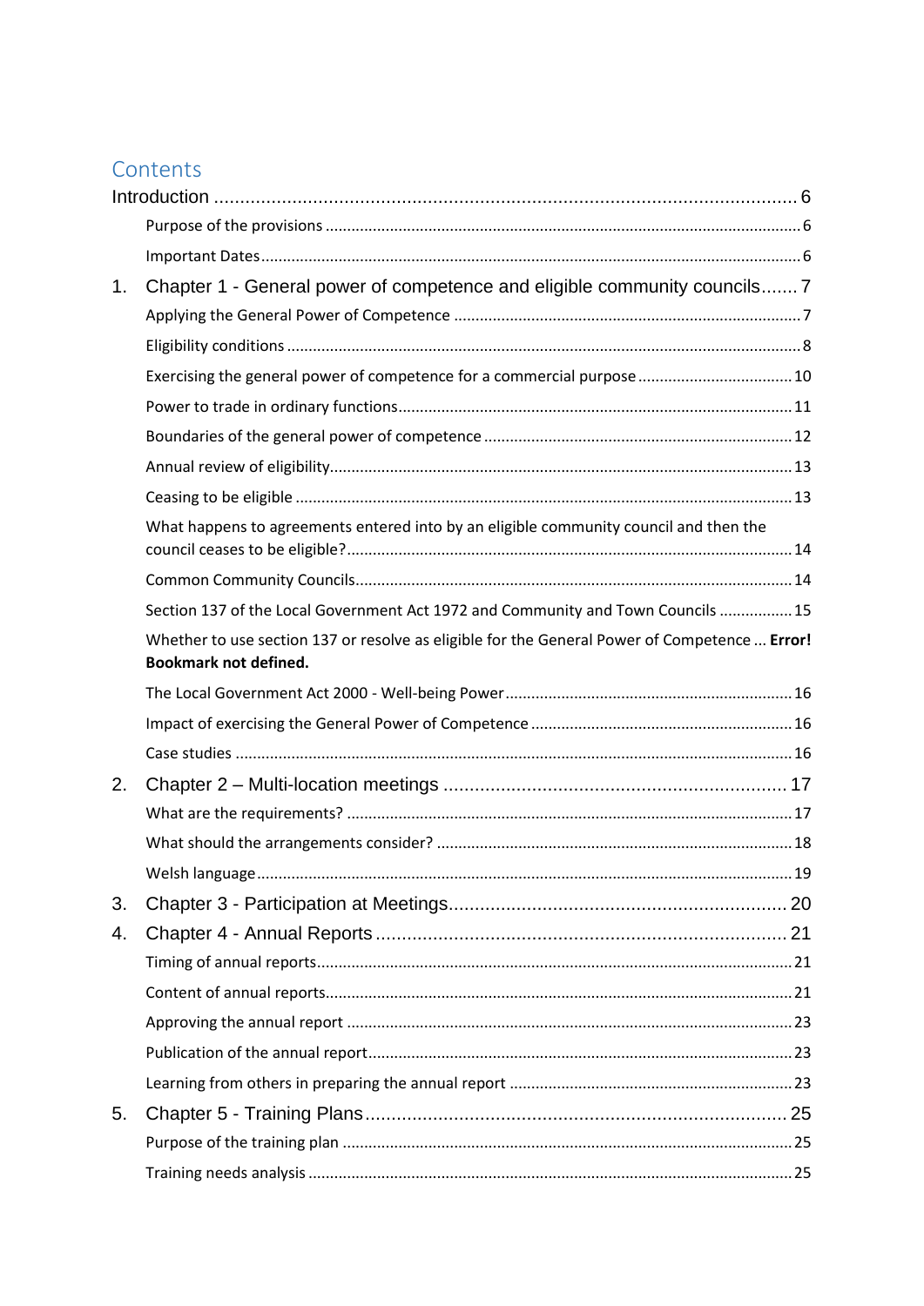## Contents

Introduction ..................................................................... 6

- Purpose of the provisions ..................................................................... 6
- Important Dates ..................................................................... 6

1. Chapter 1 - General power of competence and eligible community councils ....... 7
   - Applying the General Power of Competence ..................................................................... 7
   - Eligibility conditions ..................................................................... 8
   - Exercising the general power of competence for a commercial purpose ..................................................................... 10
   - Power to trade in ordinary functions ..................................................................... 11
   - Boundaries of the general power of competence ..................................................................... 12
   - Annual review of eligibility ..................................................................... 13
   - Ceasing to be eligible ..................................................................... 13
   - What happens to agreements entered into by an eligible community council and then the council ceases to be eligible? ..................................................................... 14
   - Common Community Councils ..................................................................... 14
   - Section 137 of the Local Government Act 1972 and Community and Town Councils ................. 15
   - Whether to use section 137 or resolve as eligible for the General Power of Competence ... **Error! Bookmark not defined.**
   - The Local Government Act 2000 - Well-being Power ..................................................................... 16
   - Impact of exercising the General Power of Competence ..................................................................... 16
   - Case studies ..................................................................... 16
2. Chapter 2 – Multi-location meetings ..................................................................... 17
   - What are the requirements? ..................................................................... 17
   - What should the arrangements consider? ..................................................................... 18
   - Welsh language ..................................................................... 19
3. Chapter 3 - Participation at Meetings ..................................................................... 20
4. Chapter 4 - Annual Reports ..................................................................... 21
   - Timing of annual reports ..................................................................... 21
   - Content of annual reports ..................................................................... 21
   - Approving the annual report ..................................................................... 23
   - Publication of the annual report ..................................................................... 23
   - Learning from others in preparing the annual report ..................................................................... 23
5. Chapter 5 - Training Plans ..................................................................... 25
   - Purpose of the training plan ..................................................................... 25
   - Training needs analysis ..................................................................... 25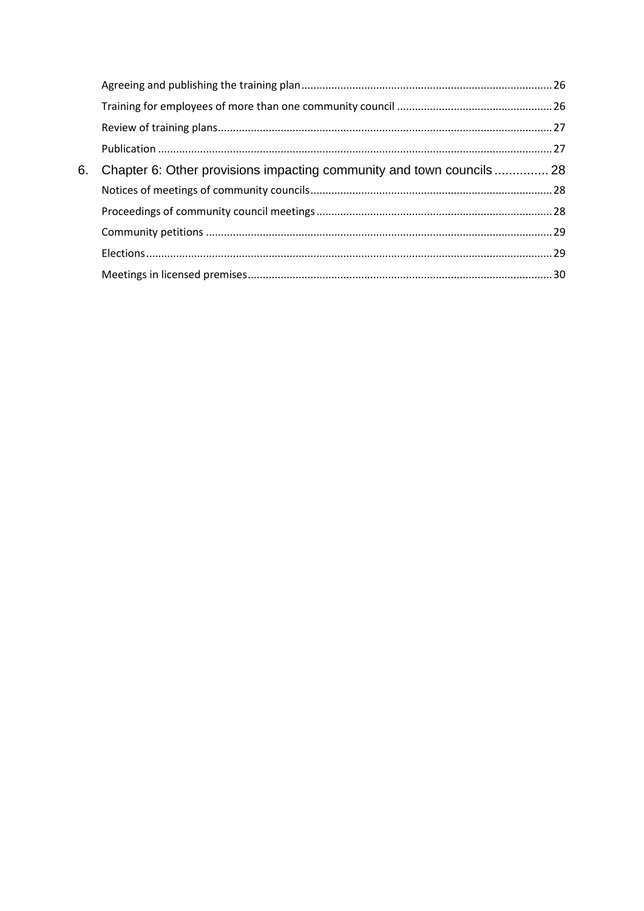Agreeing and publishing the training plan ........ 26

Training for employees of more than one community council ........ 26

Review of training plans ........ 27

Publication ........ 27

6. Chapter 6: Other provisions impacting community and town councils ........ 28

Notices of meetings of community councils ........ 28

Proceedings of community council meetings ........ 28

Community petitions ........ 29

Elections ........ 29

Meetings in licensed premises ........ 30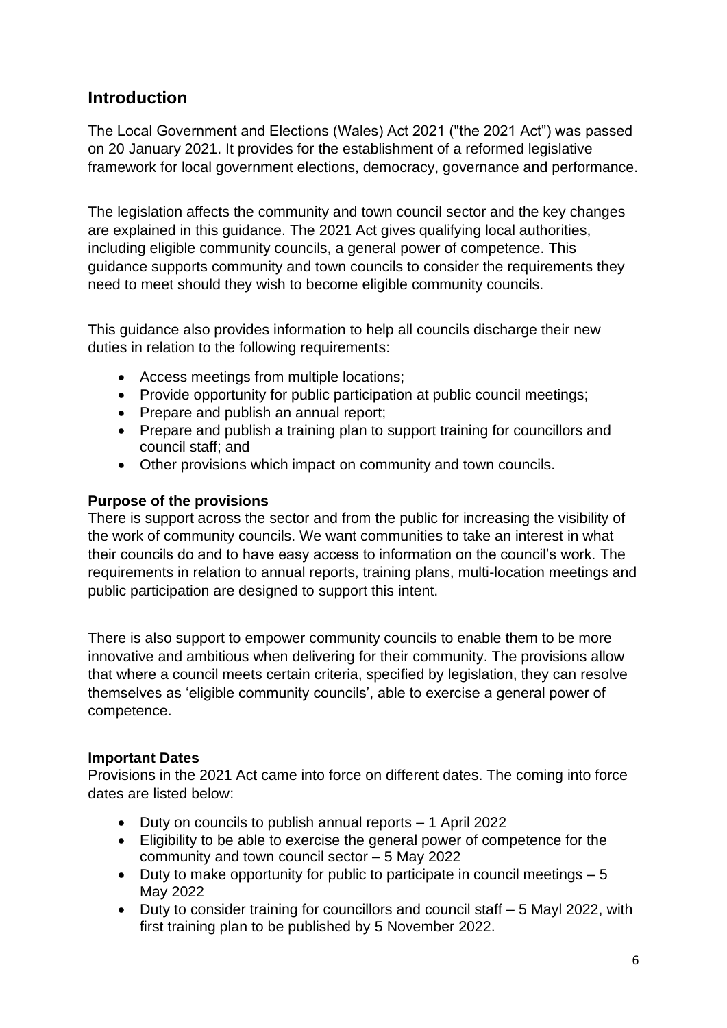## Introduction

The Local Government and Elections (Wales) Act 2021 ("the 2021 Act") was passed on 20 January 2021. It provides for the establishment of a reformed legislative framework for local government elections, democracy, governance and performance.

The legislation affects the community and town council sector and the key changes are explained in this guidance. The 2021 Act gives qualifying local authorities, including eligible community councils, a general power of competence. This guidance supports community and town councils to consider the requirements they need to meet should they wish to become eligible community councils.

This guidance also provides information to help all councils discharge their new duties in relation to the following requirements:

- Access meetings from multiple locations;
- Provide opportunity for public participation at public council meetings;
- Prepare and publish an annual report;
- Prepare and publish a training plan to support training for councillors and council staff; and
- Other provisions which impact on community and town councils.

**Purpose of the provisions**

There is support across the sector and from the public for increasing the visibility of the work of community councils. We want communities to take an interest in what their councils do and to have easy access to information on the council's work. The requirements in relation to annual reports, training plans, multi-location meetings and public participation are designed to support this intent.

There is also support to empower community councils to enable them to be more innovative and ambitious when delivering for their community. The provisions allow that where a council meets certain criteria, specified by legislation, they can resolve themselves as 'eligible community councils', able to exercise a general power of competence.

**Important Dates**

Provisions in the 2021 Act came into force on different dates. The coming into force dates are listed below:

- Duty on councils to publish annual reports – 1 April 2022
- Eligibility to be able to exercise the general power of competence for the community and town council sector – 5 May 2022
- Duty to make opportunity for public to participate in council meetings – 5 May 2022
- Duty to consider training for councillors and council staff – 5 Mayl 2022, with first training plan to be published by 5 November 2022.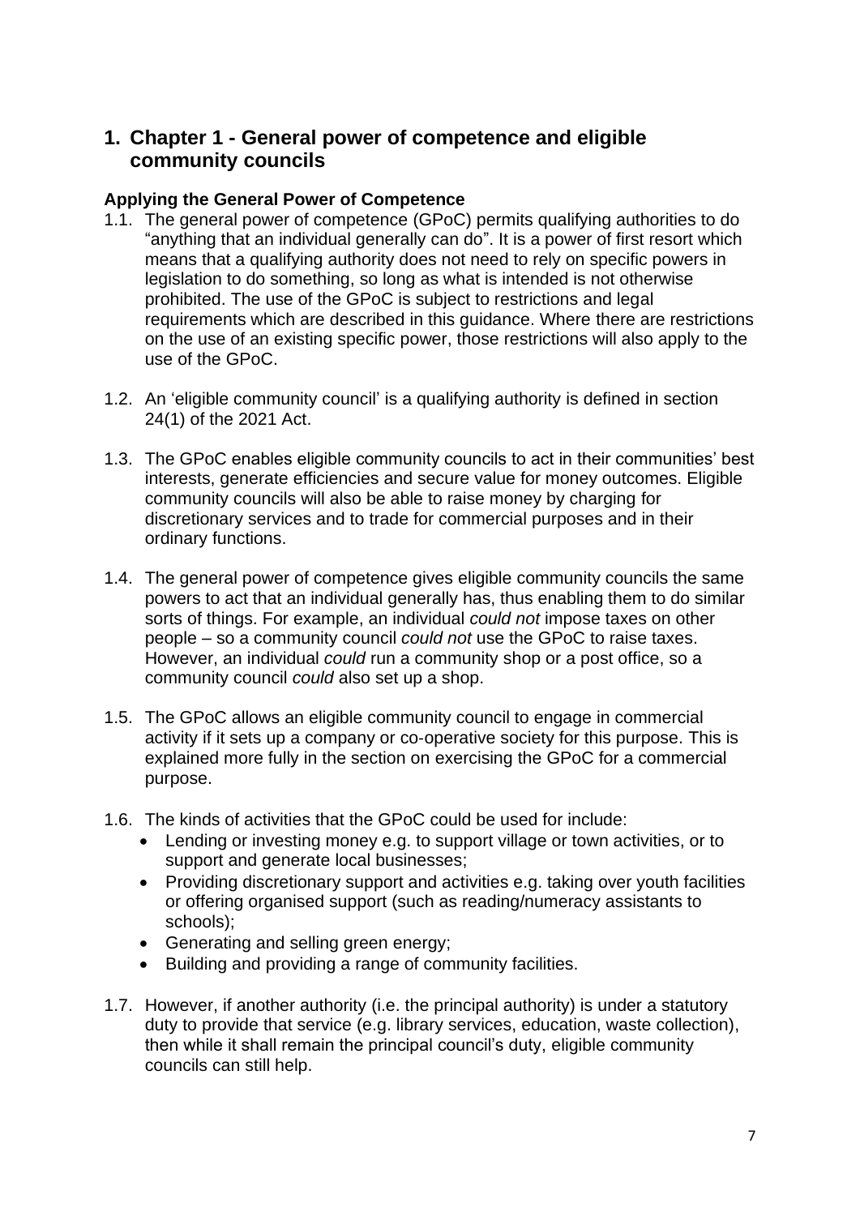# 1. Chapter 1 - General power of competence and eligible community councils

### Applying the General Power of Competence

1.1. The general power of competence (GPoC) permits qualifying authorities to do "anything that an individual generally can do". It is a power of first resort which means that a qualifying authority does not need to rely on specific powers in legislation to do something, so long as what is intended is not otherwise prohibited. The use of the GPoC is subject to restrictions and legal requirements which are described in this guidance. Where there are restrictions on the use of an existing specific power, those restrictions will also apply to the use of the GPoC.

1.2. An 'eligible community council' is a qualifying authority is defined in section 24(1) of the 2021 Act.

1.3. The GPoC enables eligible community councils to act in their communities' best interests, generate efficiencies and secure value for money outcomes. Eligible community councils will also be able to raise money by charging for discretionary services and to trade for commercial purposes and in their ordinary functions.

1.4. The general power of competence gives eligible community councils the same powers to act that an individual generally has, thus enabling them to do similar sorts of things. For example, an individual *could not* impose taxes on other people – so a community council *could not* use the GPoC to raise taxes. However, an individual *could* run a community shop or a post office, so a community council *could* also set up a shop.

1.5. The GPoC allows an eligible community council to engage in commercial activity if it sets up a company or co-operative society for this purpose. This is explained more fully in the section on exercising the GPoC for a commercial purpose.

1.6. The kinds of activities that the GPoC could be used for include:

- Lending or investing money e.g. to support village or town activities, or to support and generate local businesses;
- Providing discretionary support and activities e.g. taking over youth facilities or offering organised support (such as reading/numeracy assistants to schools);
- Generating and selling green energy;
- Building and providing a range of community facilities.

1.7. However, if another authority (i.e. the principal authority) is under a statutory duty to provide that service (e.g. library services, education, waste collection), then while it shall remain the principal council's duty, eligible community councils can still help.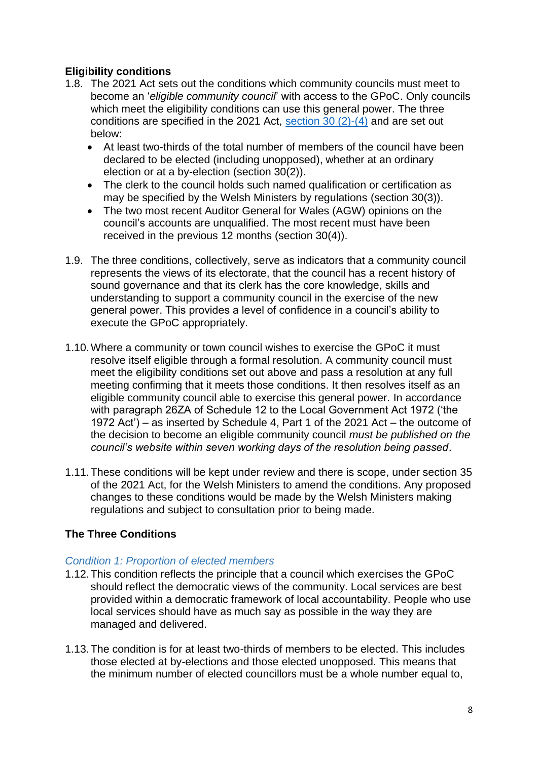**Eligibility conditions**

1.8. The 2021 Act sets out the conditions which community councils must meet to become an '*eligible community council*' with access to the GPoC. Only councils which meet the eligibility conditions can use this general power. The three conditions are specified in the 2021 Act, [section 30 (2)-(4)](#) and are set out below:

- At least two-thirds of the total number of members of the council have been declared to be elected (including unopposed), whether at an ordinary election or at a by-election (section 30(2)).
- The clerk to the council holds such named qualification or certification as may be specified by the Welsh Ministers by regulations (section 30(3)).
- The two most recent Auditor General for Wales (AGW) opinions on the council's accounts are unqualified. The most recent must have been received in the previous 12 months (section 30(4)).

1.9. The three conditions, collectively, serve as indicators that a community council represents the views of its electorate, that the council has a recent history of sound governance and that its clerk has the core knowledge, skills and understanding to support a community council in the exercise of the new general power. This provides a level of confidence in a council's ability to execute the GPoC appropriately.

1.10. Where a community or town council wishes to exercise the GPoC it must resolve itself eligible through a formal resolution. A community council must meet the eligibility conditions set out above and pass a resolution at any full meeting confirming that it meets those conditions. It then resolves itself as an eligible community council able to exercise this general power. In accordance with paragraph 26ZA of Schedule 12 to the Local Government Act 1972 ('the 1972 Act') – as inserted by Schedule 4, Part 1 of the 2021 Act – the outcome of the decision to become an eligible community council *must be published on the council's website within seven working days of the resolution being passed*.

1.11. These conditions will be kept under review and there is scope, under section 35 of the 2021 Act, for the Welsh Ministers to amend the conditions. Any proposed changes to these conditions would be made by the Welsh Ministers making regulations and subject to consultation prior to being made.

**The Three Conditions**

*Condition 1: Proportion of elected members*

1.12. This condition reflects the principle that a council which exercises the GPoC should reflect the democratic views of the community. Local services are best provided within a democratic framework of local accountability. People who use local services should have as much say as possible in the way they are managed and delivered.

1.13. The condition is for at least two-thirds of members to be elected. This includes those elected at by-elections and those elected unopposed. This means that the minimum number of elected councillors must be a whole number equal to,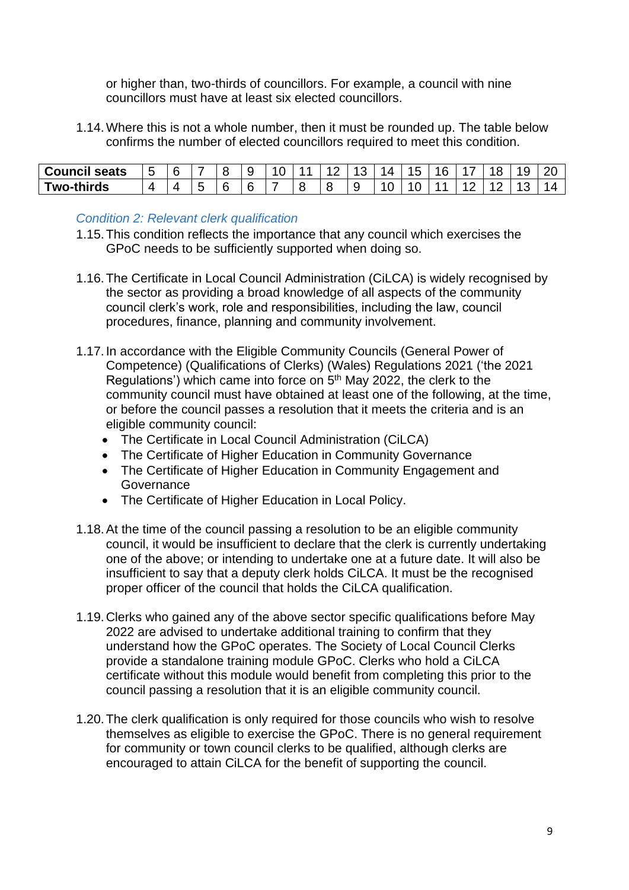or higher than, two-thirds of councillors. For example, a council with nine councillors must have at least six elected councillors.

1.14. Where this is not a whole number, then it must be rounded up. The table below confirms the number of elected councillors required to meet this condition.

| **Council seats** | 5 | 6 | 7 | 8 | 9 | 10 | 11 | 12 | 13 | 14 | 15 | 16 | 17 | 18 | 19 | 20 |
|---|---|---|---|---|---|---|---|---|---|---|---|---|---|---|---|---|
| **Two-thirds** | 4 | 4 | 5 | 6 | 6 | 7 | 8 | 8 | 9 | 10 | 10 | 11 | 12 | 12 | 13 | 14 |

*Condition 2: Relevant clerk qualification*

1.15. This condition reflects the importance that any council which exercises the GPoC needs to be sufficiently supported when doing so.

1.16. The Certificate in Local Council Administration (CiLCA) is widely recognised by the sector as providing a broad knowledge of all aspects of the community council clerk's work, role and responsibilities, including the law, council procedures, finance, planning and community involvement.

1.17. In accordance with the Eligible Community Councils (General Power of Competence) (Qualifications of Clerks) (Wales) Regulations 2021 ('the 2021 Regulations') which came into force on 5th May 2022, the clerk to the community council must have obtained at least one of the following, at the time, or before the council passes a resolution that it meets the criteria and is an eligible community council:

- The Certificate in Local Council Administration (CiLCA)
- The Certificate of Higher Education in Community Governance
- The Certificate of Higher Education in Community Engagement and Governance
- The Certificate of Higher Education in Local Policy.

1.18. At the time of the council passing a resolution to be an eligible community council, it would be insufficient to declare that the clerk is currently undertaking one of the above; or intending to undertake one at a future date. It will also be insufficient to say that a deputy clerk holds CiLCA. It must be the recognised proper officer of the council that holds the CiLCA qualification.

1.19. Clerks who gained any of the above sector specific qualifications before May 2022 are advised to undertake additional training to confirm that they understand how the GPoC operates. The Society of Local Council Clerks provide a standalone training module GPoC. Clerks who hold a CiLCA certificate without this module would benefit from completing this prior to the council passing a resolution that it is an eligible community council.

1.20. The clerk qualification is only required for those councils who wish to resolve themselves as eligible to exercise the GPoC. There is no general requirement for community or town council clerks to be qualified, although clerks are encouraged to attain CiLCA for the benefit of supporting the council.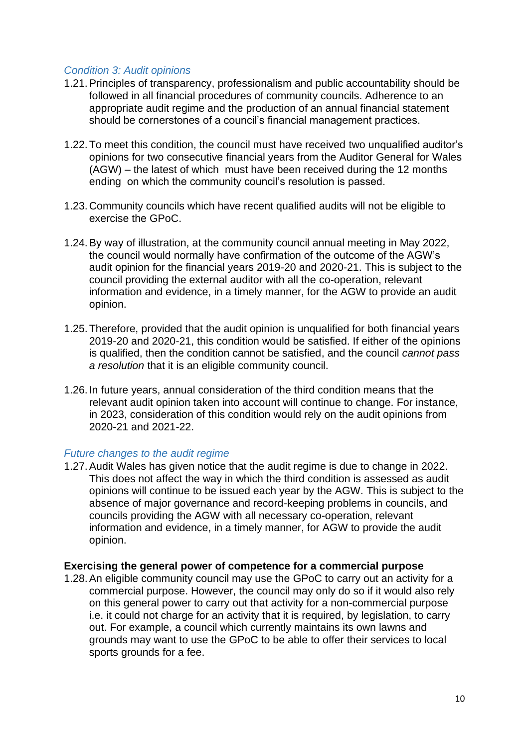*Condition 3: Audit opinions*

1.21. Principles of transparency, professionalism and public accountability should be followed in all financial procedures of community councils. Adherence to an appropriate audit regime and the production of an annual financial statement should be cornerstones of a council's financial management practices.

1.22. To meet this condition, the council must have received two unqualified auditor's opinions for two consecutive financial years from the Auditor General for Wales (AGW) – the latest of which must have been received during the 12 months ending on which the community council's resolution is passed.

1.23. Community councils which have recent qualified audits will not be eligible to exercise the GPoC.

1.24. By way of illustration, at the community council annual meeting in May 2022, the council would normally have confirmation of the outcome of the AGW's audit opinion for the financial years 2019-20 and 2020-21. This is subject to the council providing the external auditor with all the co-operation, relevant information and evidence, in a timely manner, for the AGW to provide an audit opinion.

1.25. Therefore, provided that the audit opinion is unqualified for both financial years 2019-20 and 2020-21, this condition would be satisfied. If either of the opinions is qualified, then the condition cannot be satisfied, and the council *cannot pass a resolution* that it is an eligible community council.

1.26. In future years, annual consideration of the third condition means that the relevant audit opinion taken into account will continue to change. For instance, in 2023, consideration of this condition would rely on the audit opinions from 2020-21 and 2021-22.

*Future changes to the audit regime*

1.27. Audit Wales has given notice that the audit regime is due to change in 2022. This does not affect the way in which the third condition is assessed as audit opinions will continue to be issued each year by the AGW. This is subject to the absence of major governance and record-keeping problems in councils, and councils providing the AGW with all necessary co-operation, relevant information and evidence, in a timely manner, for AGW to provide the audit opinion.

**Exercising the general power of competence for a commercial purpose**

1.28. An eligible community council may use the GPoC to carry out an activity for a commercial purpose. However, the council may only do so if it would also rely on this general power to carry out that activity for a non-commercial purpose i.e. it could not charge for an activity that it is required, by legislation, to carry out. For example, a council which currently maintains its own lawns and grounds may want to use the GPoC to be able to offer their services to local sports grounds for a fee.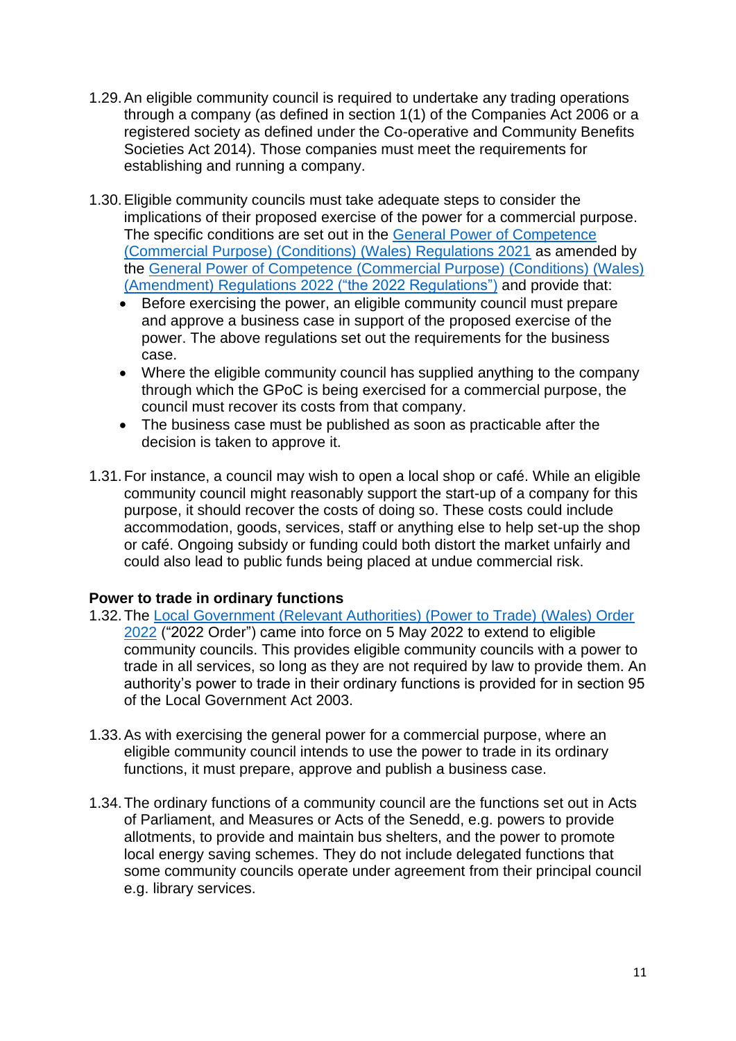1.29. An eligible community council is required to undertake any trading operations through a company (as defined in section 1(1) of the Companies Act 2006 or a registered society as defined under the Co-operative and Community Benefits Societies Act 2014). Those companies must meet the requirements for establishing and running a company.

1.30. Eligible community councils must take adequate steps to consider the implications of their proposed exercise of the power for a commercial purpose. The specific conditions are set out in the General Power of Competence (Commercial Purpose) (Conditions) (Wales) Regulations 2021 as amended by the General Power of Competence (Commercial Purpose) (Conditions) (Wales) (Amendment) Regulations 2022 ("the 2022 Regulations") and provide that:

- Before exercising the power, an eligible community council must prepare and approve a business case in support of the proposed exercise of the power. The above regulations set out the requirements for the business case.
- Where the eligible community council has supplied anything to the company through which the GPoC is being exercised for a commercial purpose, the council must recover its costs from that company.
- The business case must be published as soon as practicable after the decision is taken to approve it.

1.31. For instance, a council may wish to open a local shop or café. While an eligible community council might reasonably support the start-up of a company for this purpose, it should recover the costs of doing so. These costs could include accommodation, goods, services, staff or anything else to help set-up the shop or café. Ongoing subsidy or funding could both distort the market unfairly and could also lead to public funds being placed at undue commercial risk.

**Power to trade in ordinary functions**

1.32. The Local Government (Relevant Authorities) (Power to Trade) (Wales) Order 2022 ("2022 Order") came into force on 5 May 2022 to extend to eligible community councils. This provides eligible community councils with a power to trade in all services, so long as they are not required by law to provide them. An authority's power to trade in their ordinary functions is provided for in section 95 of the Local Government Act 2003.

1.33. As with exercising the general power for a commercial purpose, where an eligible community council intends to use the power to trade in its ordinary functions, it must prepare, approve and publish a business case.

1.34. The ordinary functions of a community council are the functions set out in Acts of Parliament, and Measures or Acts of the Senedd, e.g. powers to provide allotments, to provide and maintain bus shelters, and the power to promote local energy saving schemes. They do not include delegated functions that some community councils operate under agreement from their principal council e.g. library services.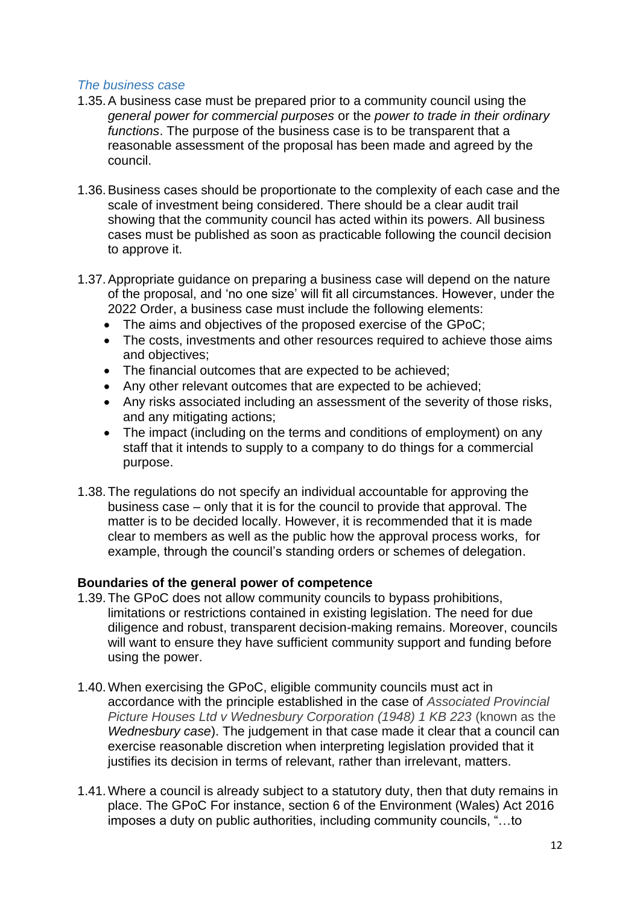### *The business case*

1.35. A business case must be prepared prior to a community council using the *general power for commercial purposes* or the *power to trade in their ordinary functions*. The purpose of the business case is to be transparent that a reasonable assessment of the proposal has been made and agreed by the council.

1.36. Business cases should be proportionate to the complexity of each case and the scale of investment being considered. There should be a clear audit trail showing that the community council has acted within its powers. All business cases must be published as soon as practicable following the council decision to approve it.

1.37. Appropriate guidance on preparing a business case will depend on the nature of the proposal, and 'no one size' will fit all circumstances. However, under the 2022 Order, a business case must include the following elements:

- The aims and objectives of the proposed exercise of the GPoC;
- The costs, investments and other resources required to achieve those aims and objectives;
- The financial outcomes that are expected to be achieved;
- Any other relevant outcomes that are expected to be achieved;
- Any risks associated including an assessment of the severity of those risks, and any mitigating actions;
- The impact (including on the terms and conditions of employment) on any staff that it intends to supply to a company to do things for a commercial purpose.

1.38. The regulations do not specify an individual accountable for approving the business case – only that it is for the council to provide that approval. The matter is to be decided locally. However, it is recommended that it is made clear to members as well as the public how the approval process works, for example, through the council's standing orders or schemes of delegation.

## **Boundaries of the general power of competence**

1.39. The GPoC does not allow community councils to bypass prohibitions, limitations or restrictions contained in existing legislation. The need for due diligence and robust, transparent decision-making remains. Moreover, councils will want to ensure they have sufficient community support and funding before using the power.

1.40. When exercising the GPoC, eligible community councils must act in accordance with the principle established in the case of *Associated Provincial Picture Houses Ltd v Wednesbury Corporation (1948) 1 KB 223* (known as the *Wednesbury case*). The judgement in that case made it clear that a council can exercise reasonable discretion when interpreting legislation provided that it justifies its decision in terms of relevant, rather than irrelevant, matters.

1.41. Where a council is already subject to a statutory duty, then that duty remains in place. The GPoC For instance, section 6 of the Environment (Wales) Act 2016 imposes a duty on public authorities, including community councils, "…to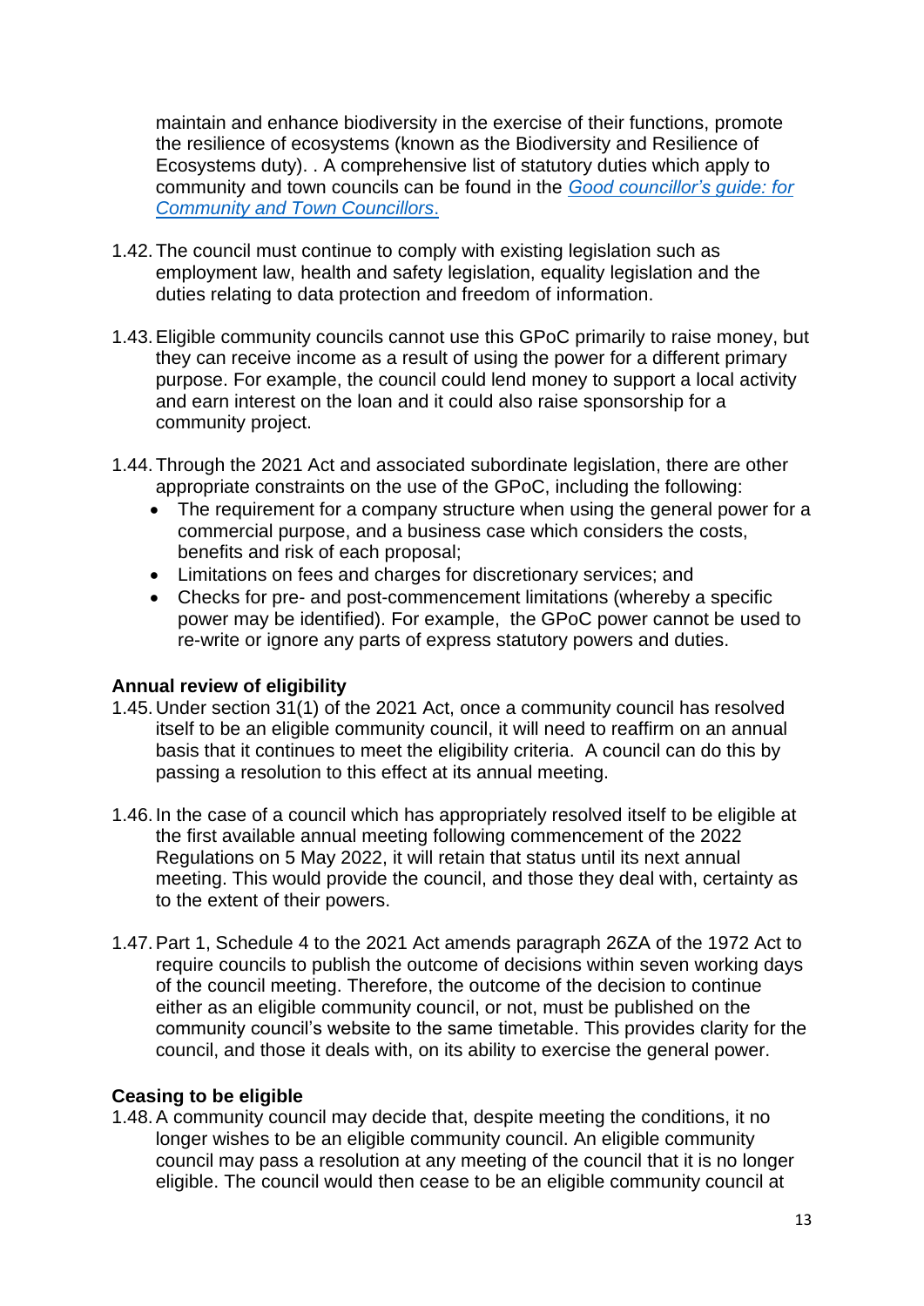maintain and enhance biodiversity in the exercise of their functions, promote the resilience of ecosystems (known as the Biodiversity and Resilience of Ecosystems duty). . A comprehensive list of statutory duties which apply to community and town councils can be found in the [Good councillor's guide: for Community and Town Councillors](#).

1.42. The council must continue to comply with existing legislation such as employment law, health and safety legislation, equality legislation and the duties relating to data protection and freedom of information.

1.43. Eligible community councils cannot use this GPoC primarily to raise money, but they can receive income as a result of using the power for a different primary purpose. For example, the council could lend money to support a local activity and earn interest on the loan and it could also raise sponsorship for a community project.

1.44. Through the 2021 Act and associated subordinate legislation, there are other appropriate constraints on the use of the GPoC, including the following:
- The requirement for a company structure when using the general power for a commercial purpose, and a business case which considers the costs, benefits and risk of each proposal;
- Limitations on fees and charges for discretionary services; and
- Checks for pre- and post-commencement limitations (whereby a specific power may be identified). For example, the GPoC power cannot be used to re-write or ignore any parts of express statutory powers and duties.

**Annual review of eligibility**

1.45. Under section 31(1) of the 2021 Act, once a community council has resolved itself to be an eligible community council, it will need to reaffirm on an annual basis that it continues to meet the eligibility criteria. A council can do this by passing a resolution to this effect at its annual meeting.

1.46. In the case of a council which has appropriately resolved itself to be eligible at the first available annual meeting following commencement of the 2022 Regulations on 5 May 2022, it will retain that status until its next annual meeting. This would provide the council, and those they deal with, certainty as to the extent of their powers.

1.47. Part 1, Schedule 4 to the 2021 Act amends paragraph 26ZA of the 1972 Act to require councils to publish the outcome of decisions within seven working days of the council meeting. Therefore, the outcome of the decision to continue either as an eligible community council, or not, must be published on the community council's website to the same timetable. This provides clarity for the council, and those it deals with, on its ability to exercise the general power.

**Ceasing to be eligible**

1.48. A community council may decide that, despite meeting the conditions, it no longer wishes to be an eligible community council. An eligible community council may pass a resolution at any meeting of the council that it is no longer eligible. The council would then cease to be an eligible community council at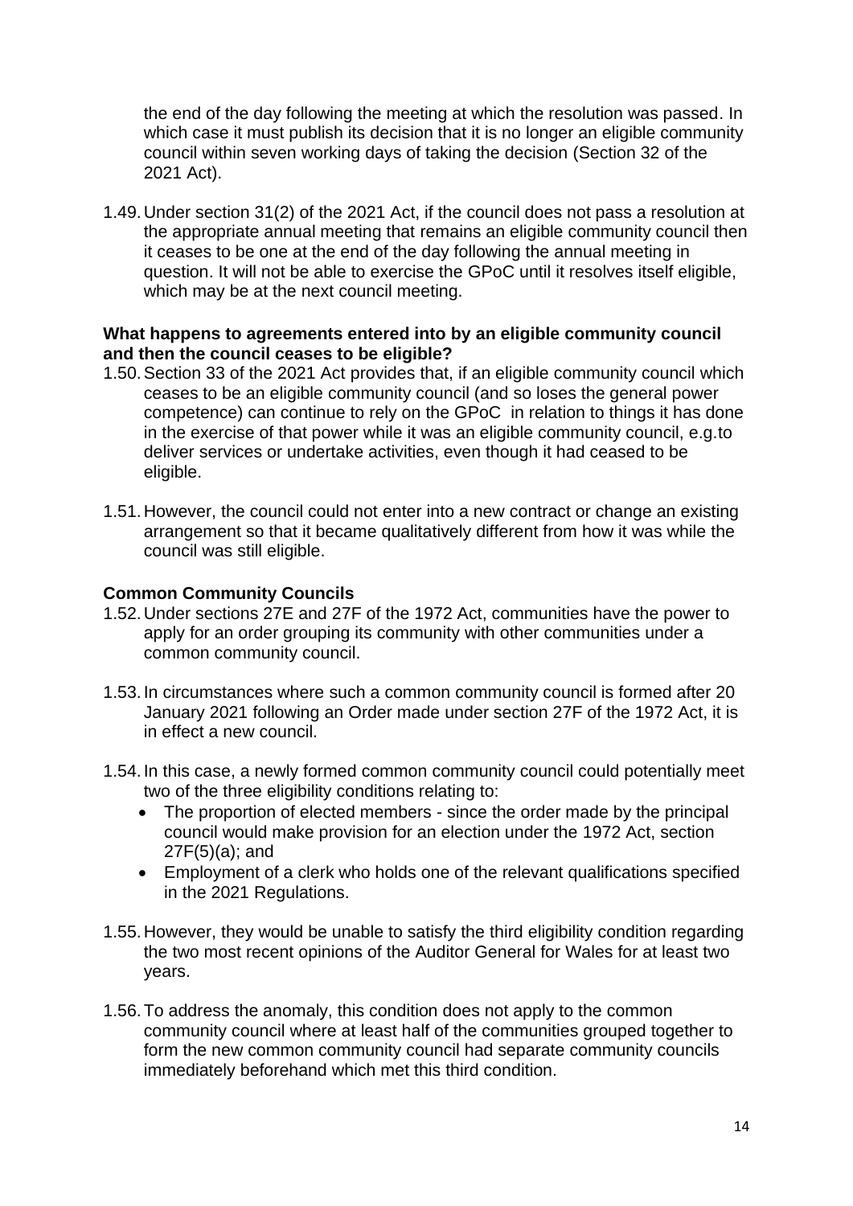the end of the day following the meeting at which the resolution was passed. In which case it must publish its decision that it is no longer an eligible community council within seven working days of taking the decision (Section 32 of the 2021 Act).

1.49. Under section 31(2) of the 2021 Act, if the council does not pass a resolution at the appropriate annual meeting that remains an eligible community council then it ceases to be one at the end of the day following the annual meeting in question. It will not be able to exercise the GPoC until it resolves itself eligible, which may be at the next council meeting.

**What happens to agreements entered into by an eligible community council and then the council ceases to be eligible?**

1.50. Section 33 of the 2021 Act provides that, if an eligible community council which ceases to be an eligible community council (and so loses the general power competence) can continue to rely on the GPoC in relation to things it has done in the exercise of that power while it was an eligible community council, e.g.to deliver services or undertake activities, even though it had ceased to be eligible.

1.51. However, the council could not enter into a new contract or change an existing arrangement so that it became qualitatively different from how it was while the council was still eligible.

**Common Community Councils**

1.52. Under sections 27E and 27F of the 1972 Act, communities have the power to apply for an order grouping its community with other communities under a common community council.

1.53. In circumstances where such a common community council is formed after 20 January 2021 following an Order made under section 27F of the 1972 Act, it is in effect a new council.

1.54. In this case, a newly formed common community council could potentially meet two of the three eligibility conditions relating to:

- The proportion of elected members - since the order made by the principal council would make provision for an election under the 1972 Act, section 27F(5)(a); and
- Employment of a clerk who holds one of the relevant qualifications specified in the 2021 Regulations.

1.55. However, they would be unable to satisfy the third eligibility condition regarding the two most recent opinions of the Auditor General for Wales for at least two years.

1.56. To address the anomaly, this condition does not apply to the common community council where at least half of the communities grouped together to form the new common community council had separate community councils immediately beforehand which met this third condition.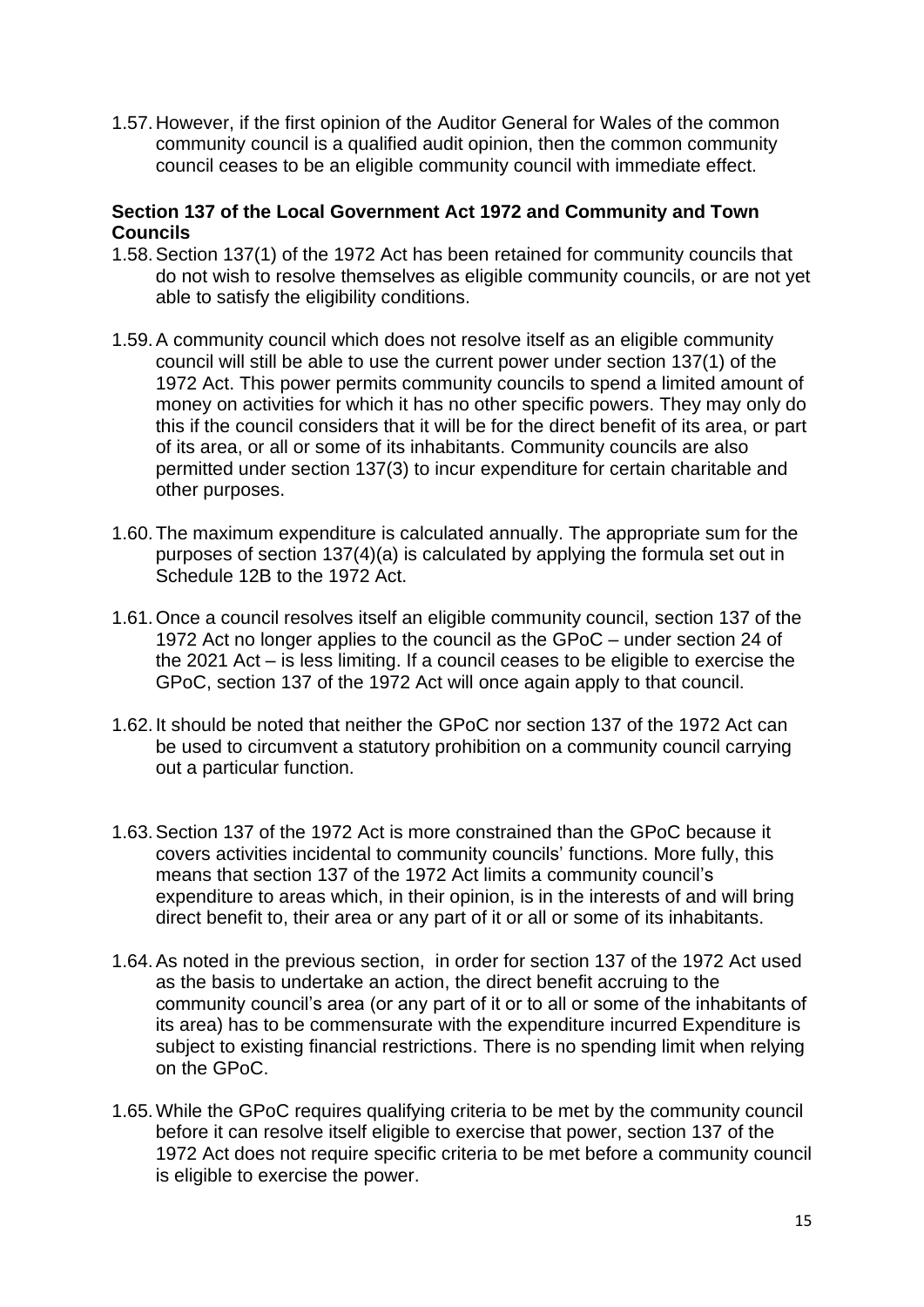1.57. However, if the first opinion of the Auditor General for Wales of the common community council is a qualified audit opinion, then the common community council ceases to be an eligible community council with immediate effect.

**Section 137 of the Local Government Act 1972 and Community and Town Councils**

1.58. Section 137(1) of the 1972 Act has been retained for community councils that do not wish to resolve themselves as eligible community councils, or are not yet able to satisfy the eligibility conditions.

1.59. A community council which does not resolve itself as an eligible community council will still be able to use the current power under section 137(1) of the 1972 Act. This power permits community councils to spend a limited amount of money on activities for which it has no other specific powers. They may only do this if the council considers that it will be for the direct benefit of its area, or part of its area, or all or some of its inhabitants. Community councils are also permitted under section 137(3) to incur expenditure for certain charitable and other purposes.

1.60. The maximum expenditure is calculated annually. The appropriate sum for the purposes of section 137(4)(a) is calculated by applying the formula set out in Schedule 12B to the 1972 Act.

1.61. Once a council resolves itself an eligible community council, section 137 of the 1972 Act no longer applies to the council as the GPoC – under section 24 of the 2021 Act – is less limiting. If a council ceases to be eligible to exercise the GPoC, section 137 of the 1972 Act will once again apply to that council.

1.62. It should be noted that neither the GPoC nor section 137 of the 1972 Act can be used to circumvent a statutory prohibition on a community council carrying out a particular function.

1.63. Section 137 of the 1972 Act is more constrained than the GPoC because it covers activities incidental to community councils' functions. More fully, this means that section 137 of the 1972 Act limits a community council's expenditure to areas which, in their opinion, is in the interests of and will bring direct benefit to, their area or any part of it or all or some of its inhabitants.

1.64. As noted in the previous section, in order for section 137 of the 1972 Act used as the basis to undertake an action, the direct benefit accruing to the community council's area (or any part of it or to all or some of the inhabitants of its area) has to be commensurate with the expenditure incurred Expenditure is subject to existing financial restrictions. There is no spending limit when relying on the GPoC.

1.65. While the GPoC requires qualifying criteria to be met by the community council before it can resolve itself eligible to exercise that power, section 137 of the 1972 Act does not require specific criteria to be met before a community council is eligible to exercise the power.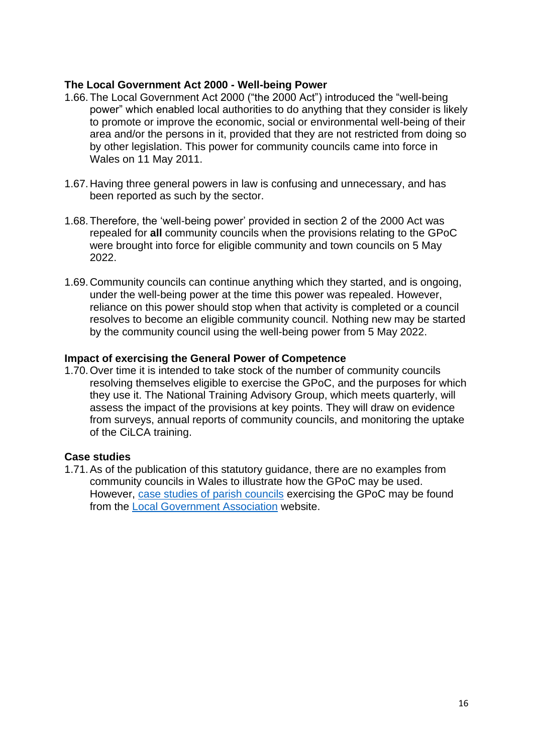### The Local Government Act 2000 - Well-being Power

1.66. The Local Government Act 2000 ("the 2000 Act") introduced the "well-being power" which enabled local authorities to do anything that they consider is likely to promote or improve the economic, social or environmental well-being of their area and/or the persons in it, provided that they are not restricted from doing so by other legislation. This power for community councils came into force in Wales on 11 May 2011.

1.67. Having three general powers in law is confusing and unnecessary, and has been reported as such by the sector.

1.68. Therefore, the 'well-being power' provided in section 2 of the 2000 Act was repealed for **all** community councils when the provisions relating to the GPoC were brought into force for eligible community and town councils on 5 May 2022.

1.69. Community councils can continue anything which they started, and is ongoing, under the well-being power at the time this power was repealed. However, reliance on this power should stop when that activity is completed or a council resolves to become an eligible community council. Nothing new may be started by the community council using the well-being power from 5 May 2022.

### Impact of exercising the General Power of Competence

1.70. Over time it is intended to take stock of the number of community councils resolving themselves eligible to exercise the GPoC, and the purposes for which they use it. The National Training Advisory Group, which meets quarterly, will assess the impact of the provisions at key points. They will draw on evidence from surveys, annual reports of community councils, and monitoring the uptake of the CiLCA training.

### Case studies

1.71. As of the publication of this statutory guidance, there are no examples from community councils in Wales to illustrate how the GPoC may be used. However, case studies of parish councils exercising the GPoC may be found from the Local Government Association website.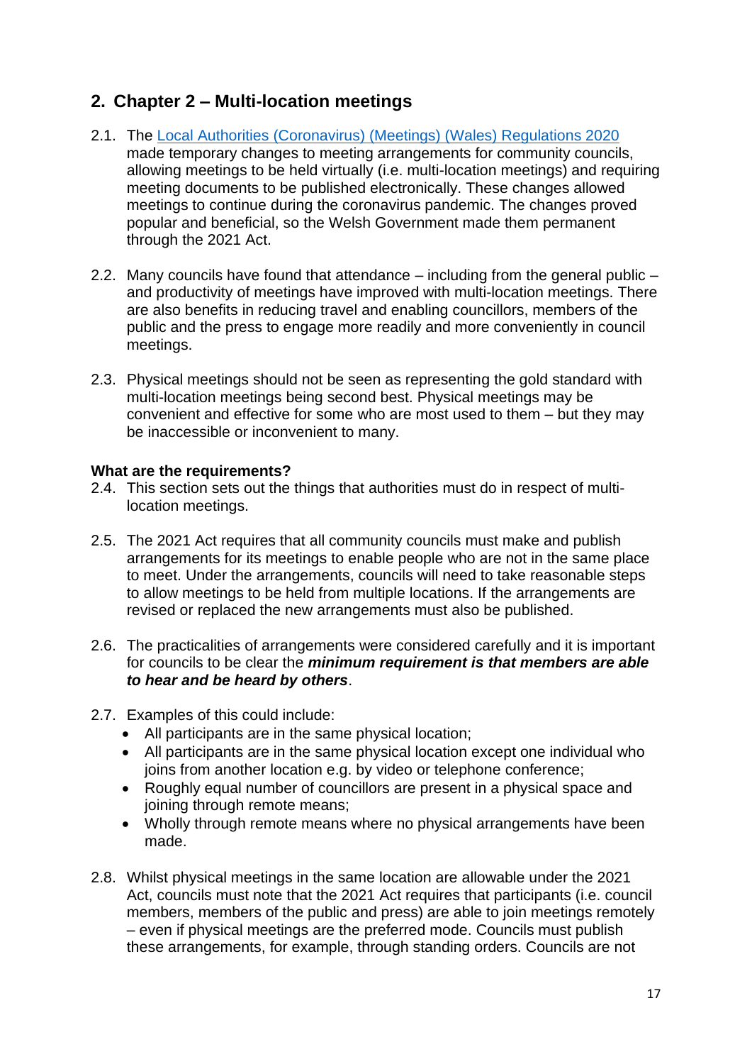## 2. Chapter 2 – Multi-location meetings

2.1. The [Local Authorities (Coronavirus) (Meetings) (Wales) Regulations 2020] made temporary changes to meeting arrangements for community councils, allowing meetings to be held virtually (i.e. multi-location meetings) and requiring meeting documents to be published electronically. These changes allowed meetings to continue during the coronavirus pandemic. The changes proved popular and beneficial, so the Welsh Government made them permanent through the 2021 Act.

2.2. Many councils have found that attendance – including from the general public – and productivity of meetings have improved with multi-location meetings. There are also benefits in reducing travel and enabling councillors, members of the public and the press to engage more readily and more conveniently in council meetings.

2.3. Physical meetings should not be seen as representing the gold standard with multi-location meetings being second best. Physical meetings may be convenient and effective for some who are most used to them – but they may be inaccessible or inconvenient to many.

**What are the requirements?**

2.4. This section sets out the things that authorities must do in respect of multi-location meetings.

2.5. The 2021 Act requires that all community councils must make and publish arrangements for its meetings to enable people who are not in the same place to meet. Under the arrangements, councils will need to take reasonable steps to allow meetings to be held from multiple locations. If the arrangements are revised or replaced the new arrangements must also be published.

2.6. The practicalities of arrangements were considered carefully and it is important for councils to be clear the ***minimum requirement is that members are able to hear and be heard by others***.

2.7. Examples of this could include:

- All participants are in the same physical location;
- All participants are in the same physical location except one individual who joins from another location e.g. by video or telephone conference;
- Roughly equal number of councillors are present in a physical space and joining through remote means;
- Wholly through remote means where no physical arrangements have been made.

2.8. Whilst physical meetings in the same location are allowable under the 2021 Act, councils must note that the 2021 Act requires that participants (i.e. council members, members of the public and press) are able to join meetings remotely – even if physical meetings are the preferred mode. Councils must publish these arrangements, for example, through standing orders. Councils are not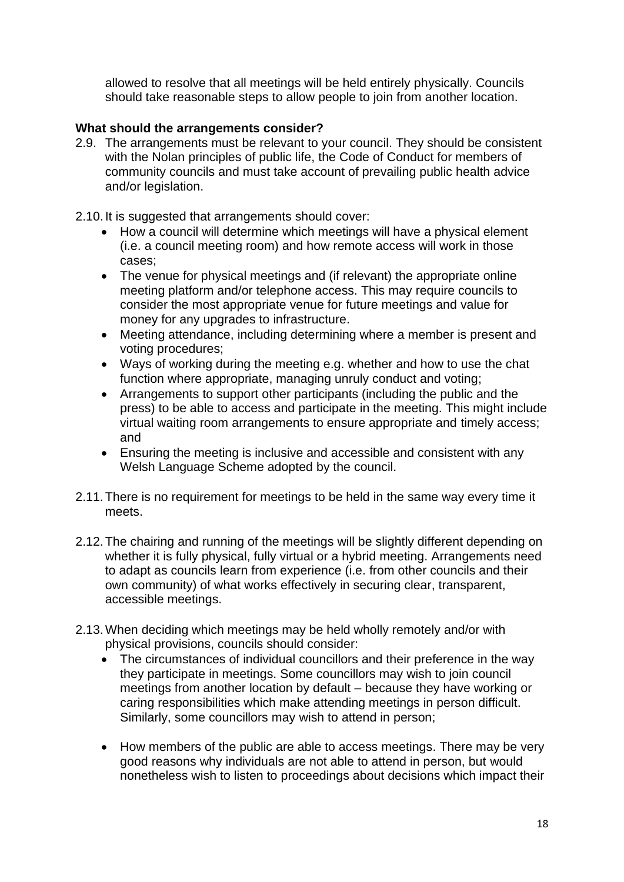allowed to resolve that all meetings will be held entirely physically. Councils should take reasonable steps to allow people to join from another location.

**What should the arrangements consider?**

2.9. The arrangements must be relevant to your council. They should be consistent with the Nolan principles of public life, the Code of Conduct for members of community councils and must take account of prevailing public health advice and/or legislation.

2.10. It is suggested that arrangements should cover:

- How a council will determine which meetings will have a physical element (i.e. a council meeting room) and how remote access will work in those cases;
- The venue for physical meetings and (if relevant) the appropriate online meeting platform and/or telephone access. This may require councils to consider the most appropriate venue for future meetings and value for money for any upgrades to infrastructure.
- Meeting attendance, including determining where a member is present and voting procedures;
- Ways of working during the meeting e.g. whether and how to use the chat function where appropriate, managing unruly conduct and voting;
- Arrangements to support other participants (including the public and the press) to be able to access and participate in the meeting. This might include virtual waiting room arrangements to ensure appropriate and timely access; and
- Ensuring the meeting is inclusive and accessible and consistent with any Welsh Language Scheme adopted by the council.

2.11. There is no requirement for meetings to be held in the same way every time it meets.

2.12. The chairing and running of the meetings will be slightly different depending on whether it is fully physical, fully virtual or a hybrid meeting. Arrangements need to adapt as councils learn from experience (i.e. from other councils and their own community) of what works effectively in securing clear, transparent, accessible meetings.

2.13. When deciding which meetings may be held wholly remotely and/or with physical provisions, councils should consider:

- The circumstances of individual councillors and their preference in the way they participate in meetings. Some councillors may wish to join council meetings from another location by default – because they have working or caring responsibilities which make attending meetings in person difficult. Similarly, some councillors may wish to attend in person;
- How members of the public are able to access meetings. There may be very good reasons why individuals are not able to attend in person, but would nonetheless wish to listen to proceedings about decisions which impact their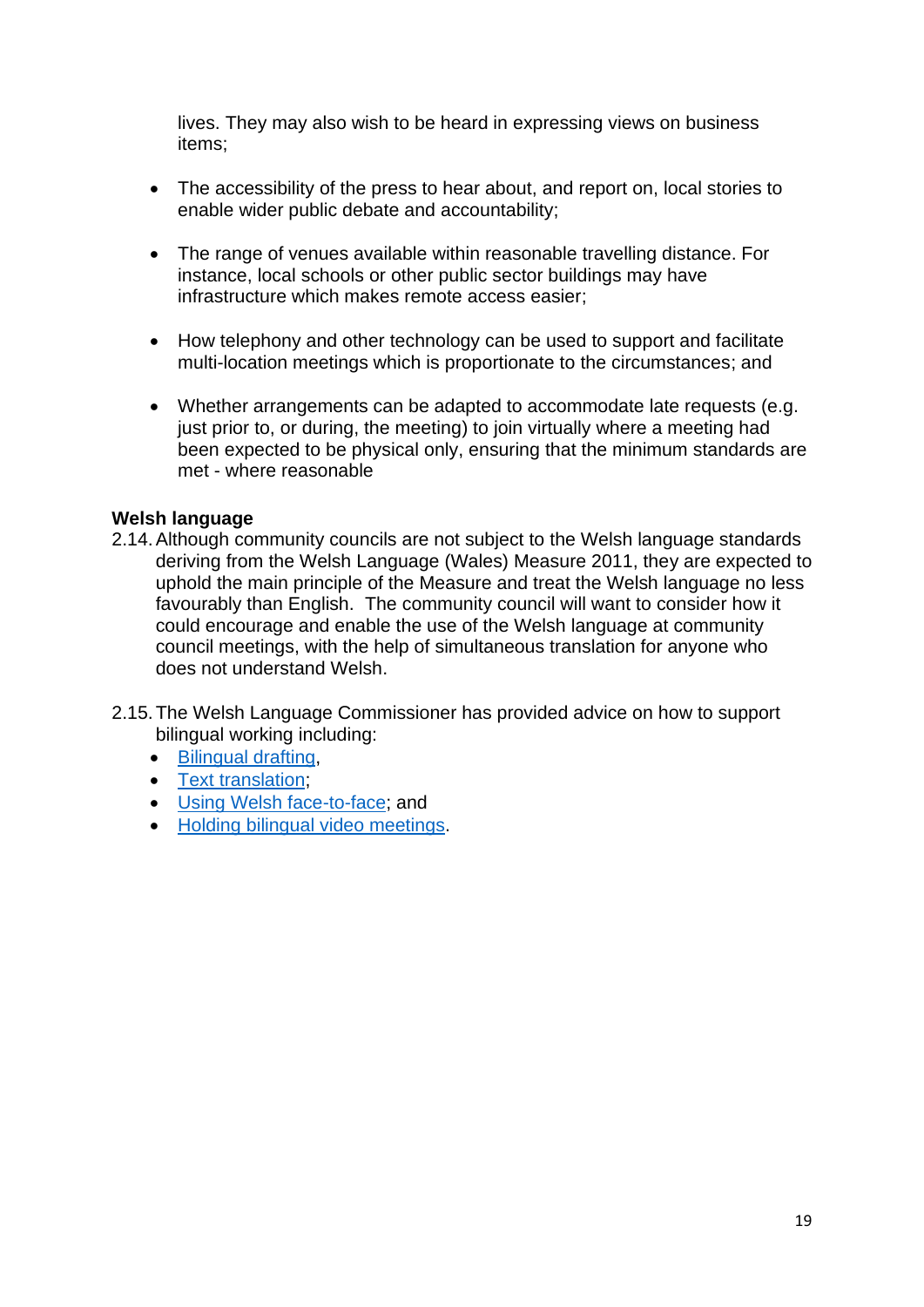lives. They may also wish to be heard in expressing views on business items;

- The accessibility of the press to hear about, and report on, local stories to enable wider public debate and accountability;

- The range of venues available within reasonable travelling distance. For instance, local schools or other public sector buildings may have infrastructure which makes remote access easier;

- How telephony and other technology can be used to support and facilitate multi-location meetings which is proportionate to the circumstances; and

- Whether arrangements can be adapted to accommodate late requests (e.g. just prior to, or during, the meeting) to join virtually where a meeting had been expected to be physical only, ensuring that the minimum standards are met - where reasonable

**Welsh language**

2.14. Although community councils are not subject to the Welsh language standards deriving from the Welsh Language (Wales) Measure 2011, they are expected to uphold the main principle of the Measure and treat the Welsh language no less favourably than English. The community council will want to consider how it could encourage and enable the use of the Welsh language at community council meetings, with the help of simultaneous translation for anyone who does not understand Welsh.

2.15. The Welsh Language Commissioner has provided advice on how to support bilingual working including:

- Bilingual drafting,
- Text translation;
- Using Welsh face-to-face; and
- Holding bilingual video meetings.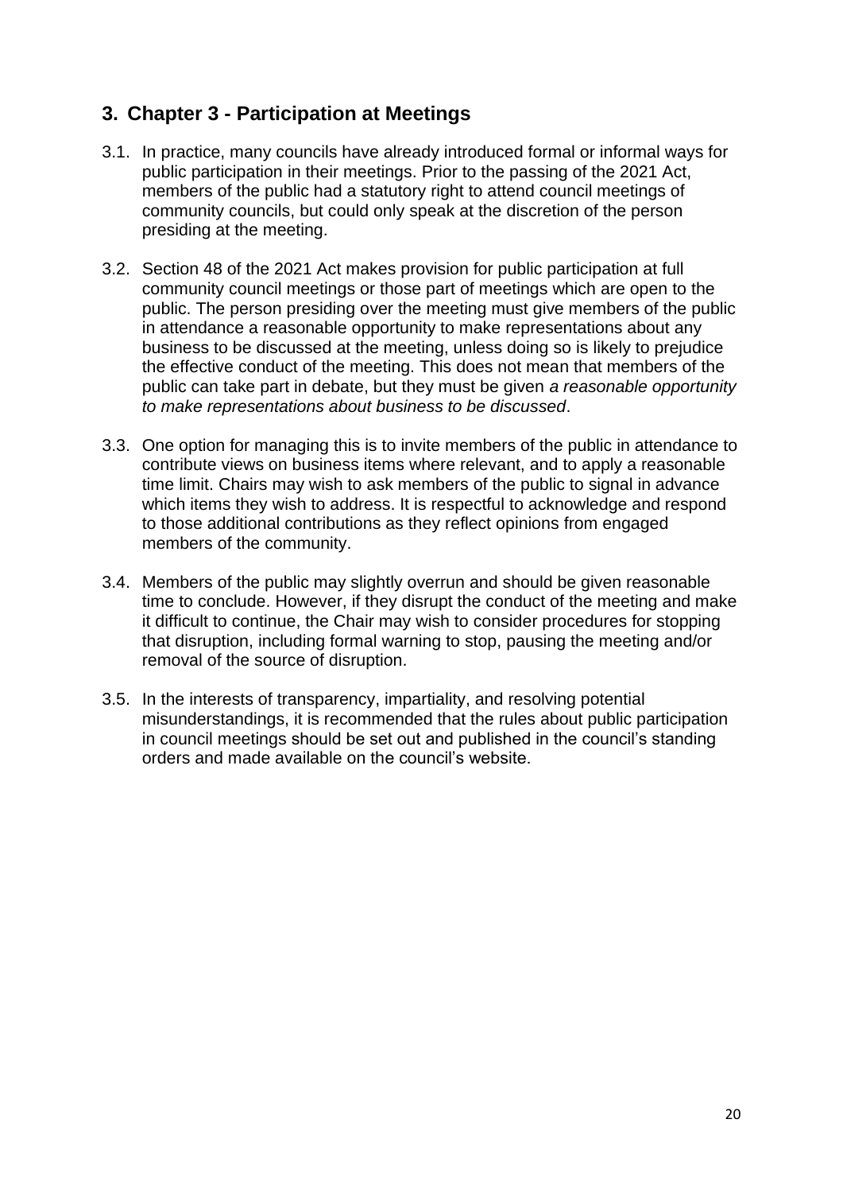## 3. Chapter 3 - Participation at Meetings

3.1. In practice, many councils have already introduced formal or informal ways for public participation in their meetings. Prior to the passing of the 2021 Act, members of the public had a statutory right to attend council meetings of community councils, but could only speak at the discretion of the person presiding at the meeting.

3.2. Section 48 of the 2021 Act makes provision for public participation at full community council meetings or those part of meetings which are open to the public. The person presiding over the meeting must give members of the public in attendance a reasonable opportunity to make representations about any business to be discussed at the meeting, unless doing so is likely to prejudice the effective conduct of the meeting. This does not mean that members of the public can take part in debate, but they must be given *a reasonable opportunity to make representations about business to be discussed*.

3.3. One option for managing this is to invite members of the public in attendance to contribute views on business items where relevant, and to apply a reasonable time limit. Chairs may wish to ask members of the public to signal in advance which items they wish to address. It is respectful to acknowledge and respond to those additional contributions as they reflect opinions from engaged members of the community.

3.4. Members of the public may slightly overrun and should be given reasonable time to conclude. However, if they disrupt the conduct of the meeting and make it difficult to continue, the Chair may wish to consider procedures for stopping that disruption, including formal warning to stop, pausing the meeting and/or removal of the source of disruption.

3.5. In the interests of transparency, impartiality, and resolving potential misunderstandings, it is recommended that the rules about public participation in council meetings should be set out and published in the council's standing orders and made available on the council's website.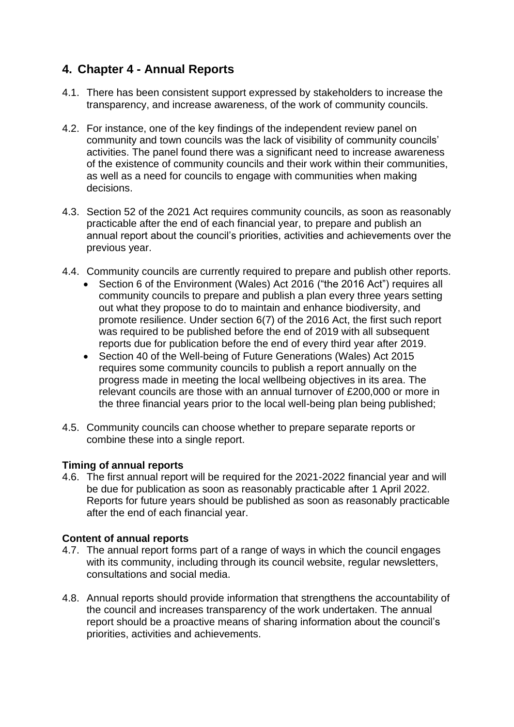# 4. Chapter 4 - Annual Reports

4.1. There has been consistent support expressed by stakeholders to increase the transparency, and increase awareness, of the work of community councils.

4.2. For instance, one of the key findings of the independent review panel on community and town councils was the lack of visibility of community councils' activities. The panel found there was a significant need to increase awareness of the existence of community councils and their work within their communities, as well as a need for councils to engage with communities when making decisions.

4.3. Section 52 of the 2021 Act requires community councils, as soon as reasonably practicable after the end of each financial year, to prepare and publish an annual report about the council's priorities, activities and achievements over the previous year.

4.4. Community councils are currently required to prepare and publish other reports.

- Section 6 of the Environment (Wales) Act 2016 ("the 2016 Act") requires all community councils to prepare and publish a plan every three years setting out what they propose to do to maintain and enhance biodiversity, and promote resilience. Under section 6(7) of the 2016 Act, the first such report was required to be published before the end of 2019 with all subsequent reports due for publication before the end of every third year after 2019.
- Section 40 of the Well-being of Future Generations (Wales) Act 2015 requires some community councils to publish a report annually on the progress made in meeting the local wellbeing objectives in its area. The relevant councils are those with an annual turnover of £200,000 or more in the three financial years prior to the local well-being plan being published;

4.5. Community councils can choose whether to prepare separate reports or combine these into a single report.

**Timing of annual reports**

4.6. The first annual report will be required for the 2021-2022 financial year and will be due for publication as soon as reasonably practicable after 1 April 2022. Reports for future years should be published as soon as reasonably practicable after the end of each financial year.

**Content of annual reports**

4.7. The annual report forms part of a range of ways in which the council engages with its community, including through its council website, regular newsletters, consultations and social media.

4.8. Annual reports should provide information that strengthens the accountability of the council and increases transparency of the work undertaken. The annual report should be a proactive means of sharing information about the council's priorities, activities and achievements.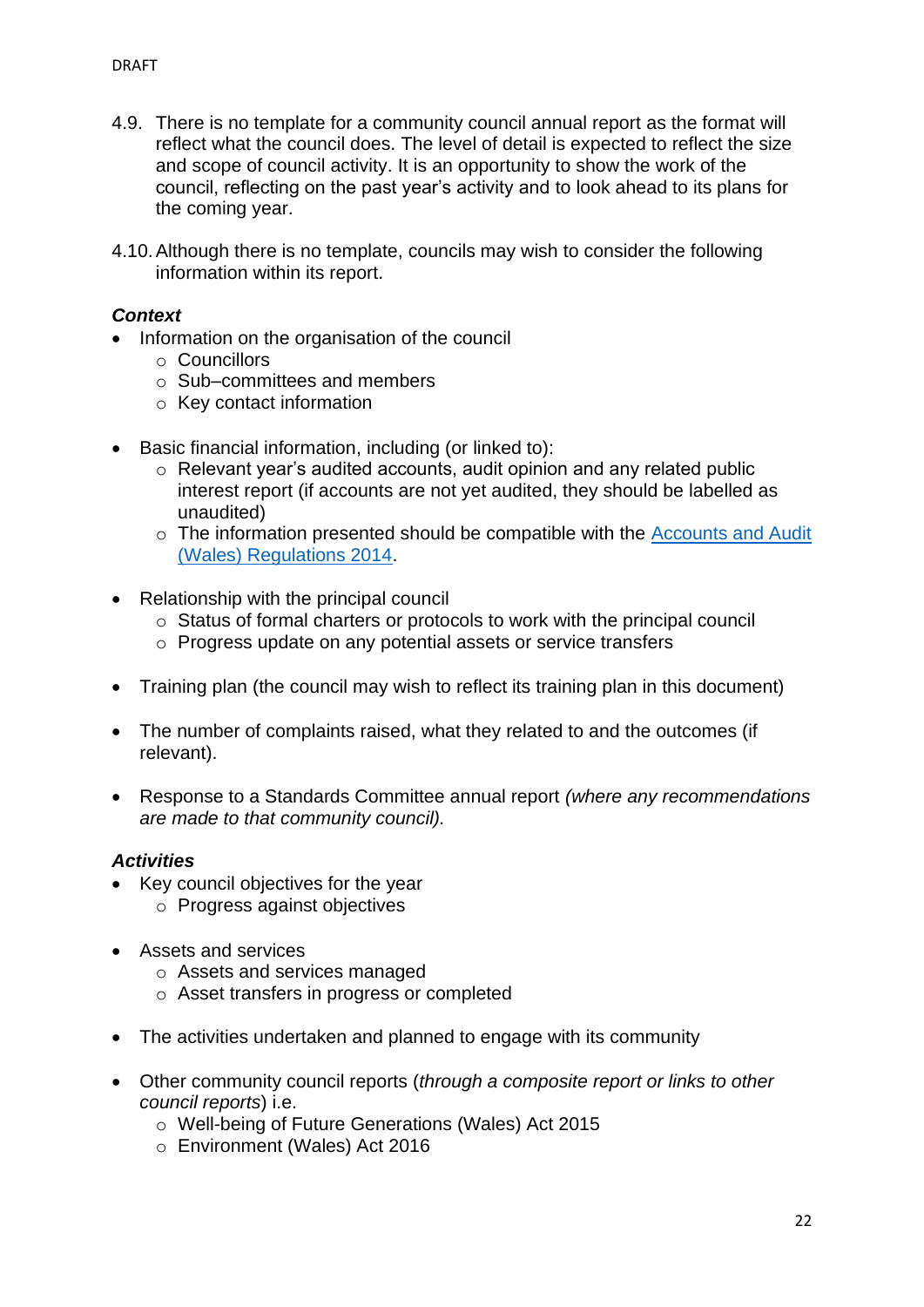4.9. There is no template for a community council annual report as the format will reflect what the council does. The level of detail is expected to reflect the size and scope of council activity. It is an opportunity to show the work of the council, reflecting on the past year's activity and to look ahead to its plans for the coming year.

4.10. Although there is no template, councils may wish to consider the following information within its report.

***Context***

- Information on the organisation of the council
  - Councillors
  - Sub–committees and members
  - Key contact information

- Basic financial information, including (or linked to):
  - Relevant year's audited accounts, audit opinion and any related public interest report (if accounts are not yet audited, they should be labelled as unaudited)
  - The information presented should be compatible with the [Accounts and Audit (Wales) Regulations 2014](#).

- Relationship with the principal council
  - Status of formal charters or protocols to work with the principal council
  - Progress update on any potential assets or service transfers

- Training plan (the council may wish to reflect its training plan in this document)

- The number of complaints raised, what they related to and the outcomes (if relevant).

- Response to a Standards Committee annual report *(where any recommendations are made to that community council).*

***Activities***

- Key council objectives for the year
  - Progress against objectives

- Assets and services
  - Assets and services managed
  - Asset transfers in progress or completed

- The activities undertaken and planned to engage with its community

- Other community council reports (*through a composite report or links to other council reports*) i.e.
  - Well-being of Future Generations (Wales) Act 2015
  - Environment (Wales) Act 2016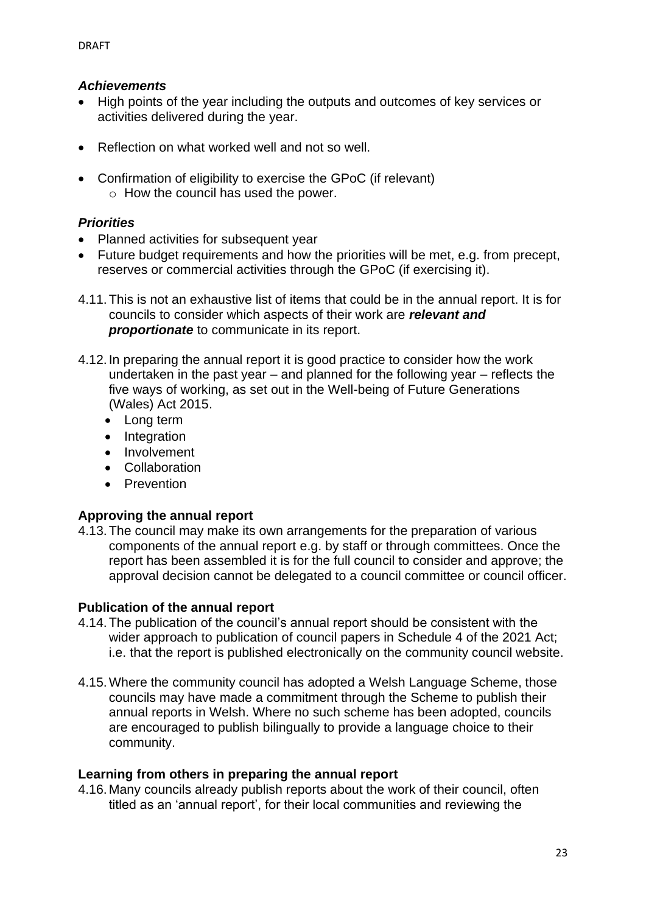### *Achievements*

- High points of the year including the outputs and outcomes of key services or activities delivered during the year.
- Reflection on what worked well and not so well.
- Confirmation of eligibility to exercise the GPoC (if relevant)
  - How the council has used the power.

### *Priorities*

- Planned activities for subsequent year
- Future budget requirements and how the priorities will be met, e.g. from precept, reserves or commercial activities through the GPoC (if exercising it).

4.11. This is not an exhaustive list of items that could be in the annual report. It is for councils to consider which aspects of their work are ***relevant and proportionate*** to communicate in its report.

4.12. In preparing the annual report it is good practice to consider how the work undertaken in the past year – and planned for the following year – reflects the five ways of working, as set out in the Well-being of Future Generations (Wales) Act 2015.

- Long term
- Integration
- Involvement
- Collaboration
- Prevention

## Approving the annual report

4.13. The council may make its own arrangements for the preparation of various components of the annual report e.g. by staff or through committees. Once the report has been assembled it is for the full council to consider and approve; the approval decision cannot be delegated to a council committee or council officer.

## Publication of the annual report

4.14. The publication of the council's annual report should be consistent with the wider approach to publication of council papers in Schedule 4 of the 2021 Act; i.e. that the report is published electronically on the community council website.

4.15. Where the community council has adopted a Welsh Language Scheme, those councils may have made a commitment through the Scheme to publish their annual reports in Welsh. Where no such scheme has been adopted, councils are encouraged to publish bilingually to provide a language choice to their community.

## Learning from others in preparing the annual report

4.16. Many councils already publish reports about the work of their council, often titled as an 'annual report', for their local communities and reviewing the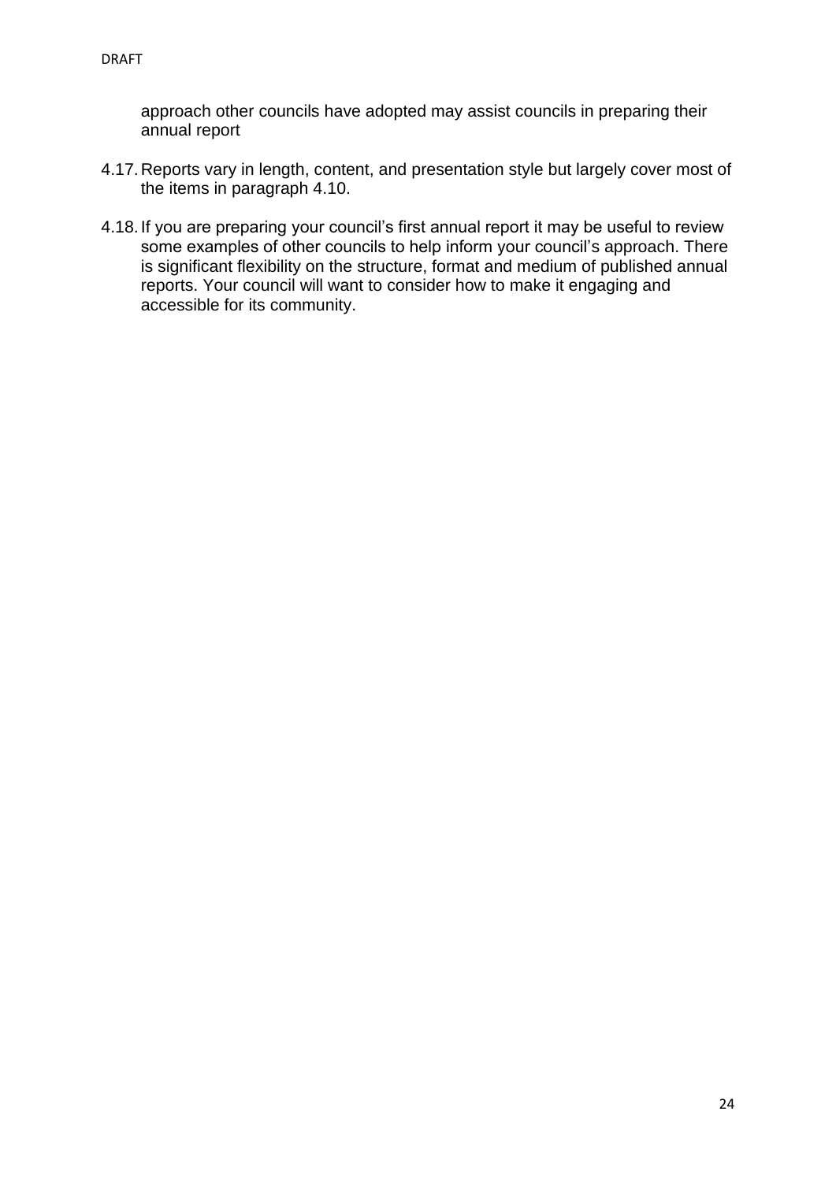approach other councils have adopted may assist councils in preparing their annual report

4.17. Reports vary in length, content, and presentation style but largely cover most of the items in paragraph 4.10.

4.18. If you are preparing your council's first annual report it may be useful to review some examples of other councils to help inform your council's approach. There is significant flexibility on the structure, format and medium of published annual reports. Your council will want to consider how to make it engaging and accessible for its community.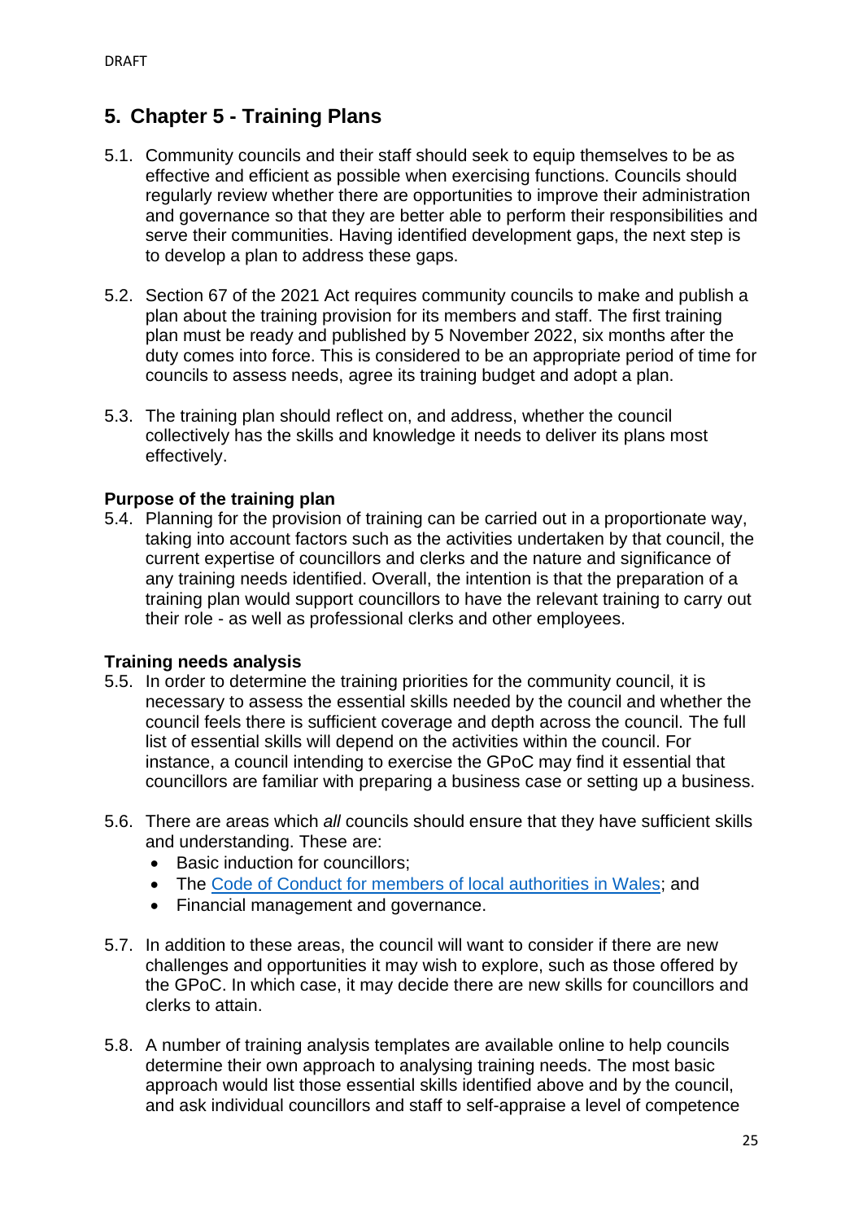# 5. Chapter 5 - Training Plans

5.1. Community councils and their staff should seek to equip themselves to be as effective and efficient as possible when exercising functions. Councils should regularly review whether there are opportunities to improve their administration and governance so that they are better able to perform their responsibilities and serve their communities. Having identified development gaps, the next step is to develop a plan to address these gaps.

5.2. Section 67 of the 2021 Act requires community councils to make and publish a plan about the training provision for its members and staff. The first training plan must be ready and published by 5 November 2022, six months after the duty comes into force. This is considered to be an appropriate period of time for councils to assess needs, agree its training budget and adopt a plan.

5.3. The training plan should reflect on, and address, whether the council collectively has the skills and knowledge it needs to deliver its plans most effectively.

### Purpose of the training plan

5.4. Planning for the provision of training can be carried out in a proportionate way, taking into account factors such as the activities undertaken by that council, the current expertise of councillors and clerks and the nature and significance of any training needs identified. Overall, the intention is that the preparation of a training plan would support councillors to have the relevant training to carry out their role - as well as professional clerks and other employees.

### Training needs analysis

5.5. In order to determine the training priorities for the community council, it is necessary to assess the essential skills needed by the council and whether the council feels there is sufficient coverage and depth across the council. The full list of essential skills will depend on the activities within the council. For instance, a council intending to exercise the GPoC may find it essential that councillors are familiar with preparing a business case or setting up a business.

5.6. There are areas which *all* councils should ensure that they have sufficient skills and understanding. These are:

- Basic induction for councillors;
- The Code of Conduct for members of local authorities in Wales; and
- Financial management and governance.

5.7. In addition to these areas, the council will want to consider if there are new challenges and opportunities it may wish to explore, such as those offered by the GPoC. In which case, it may decide there are new skills for councillors and clerks to attain.

5.8. A number of training analysis templates are available online to help councils determine their own approach to analysing training needs. The most basic approach would list those essential skills identified above and by the council, and ask individual councillors and staff to self-appraise a level of competence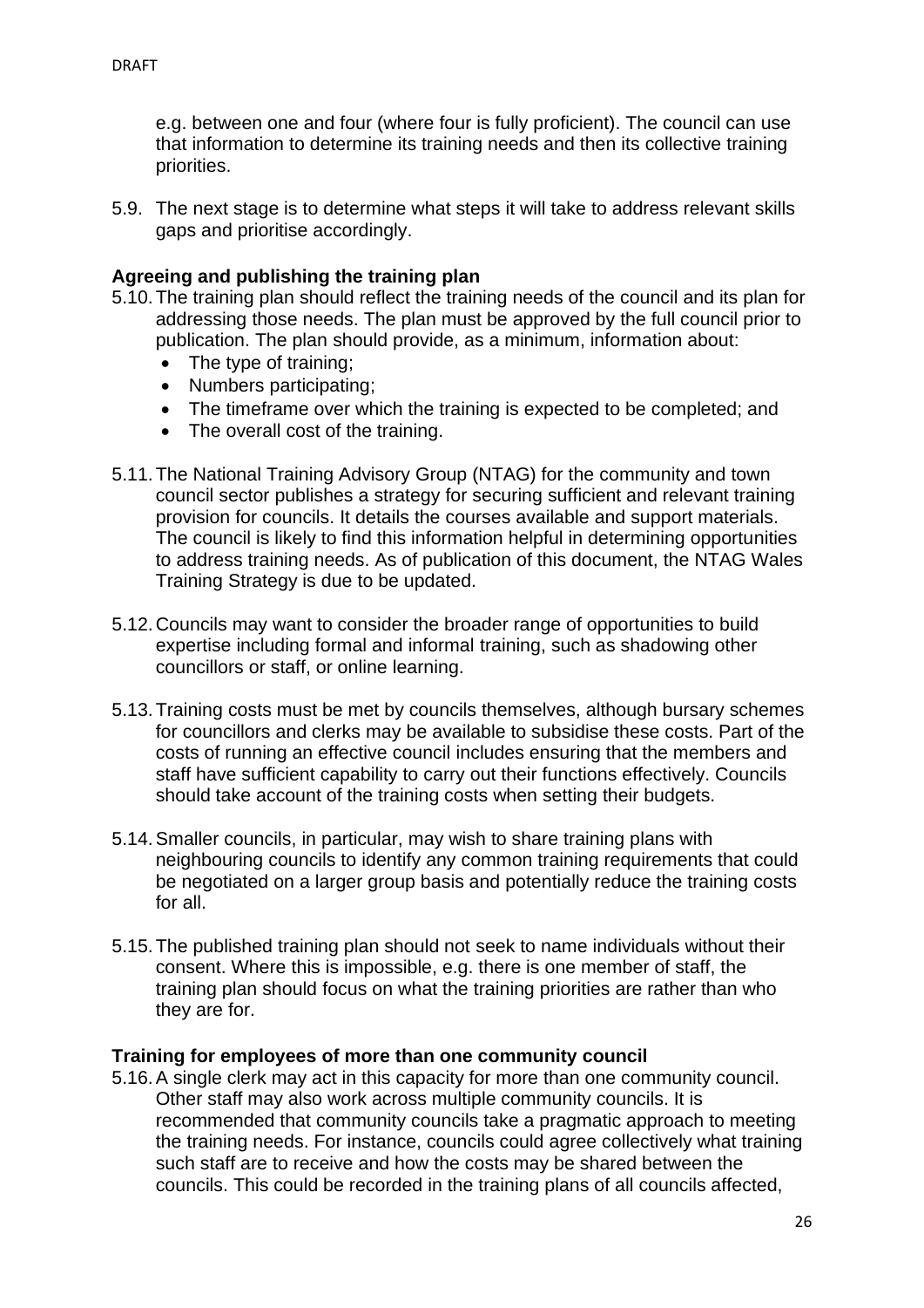e.g. between one and four (where four is fully proficient). The council can use that information to determine its training needs and then its collective training priorities.

5.9. The next stage is to determine what steps it will take to address relevant skills gaps and prioritise accordingly.

**Agreeing and publishing the training plan**

5.10. The training plan should reflect the training needs of the council and its plan for addressing those needs. The plan must be approved by the full council prior to publication. The plan should provide, as a minimum, information about:

- The type of training;
- Numbers participating;
- The timeframe over which the training is expected to be completed; and
- The overall cost of the training.

5.11. The National Training Advisory Group (NTAG) for the community and town council sector publishes a strategy for securing sufficient and relevant training provision for councils. It details the courses available and support materials. The council is likely to find this information helpful in determining opportunities to address training needs. As of publication of this document, the NTAG Wales Training Strategy is due to be updated.

5.12. Councils may want to consider the broader range of opportunities to build expertise including formal and informal training, such as shadowing other councillors or staff, or online learning.

5.13. Training costs must be met by councils themselves, although bursary schemes for councillors and clerks may be available to subsidise these costs. Part of the costs of running an effective council includes ensuring that the members and staff have sufficient capability to carry out their functions effectively. Councils should take account of the training costs when setting their budgets.

5.14. Smaller councils, in particular, may wish to share training plans with neighbouring councils to identify any common training requirements that could be negotiated on a larger group basis and potentially reduce the training costs for all.

5.15. The published training plan should not seek to name individuals without their consent. Where this is impossible, e.g. there is one member of staff, the training plan should focus on what the training priorities are rather than who they are for.

**Training for employees of more than one community council**

5.16. A single clerk may act in this capacity for more than one community council. Other staff may also work across multiple community councils. It is recommended that community councils take a pragmatic approach to meeting the training needs. For instance, councils could agree collectively what training such staff are to receive and how the costs may be shared between the councils. This could be recorded in the training plans of all councils affected,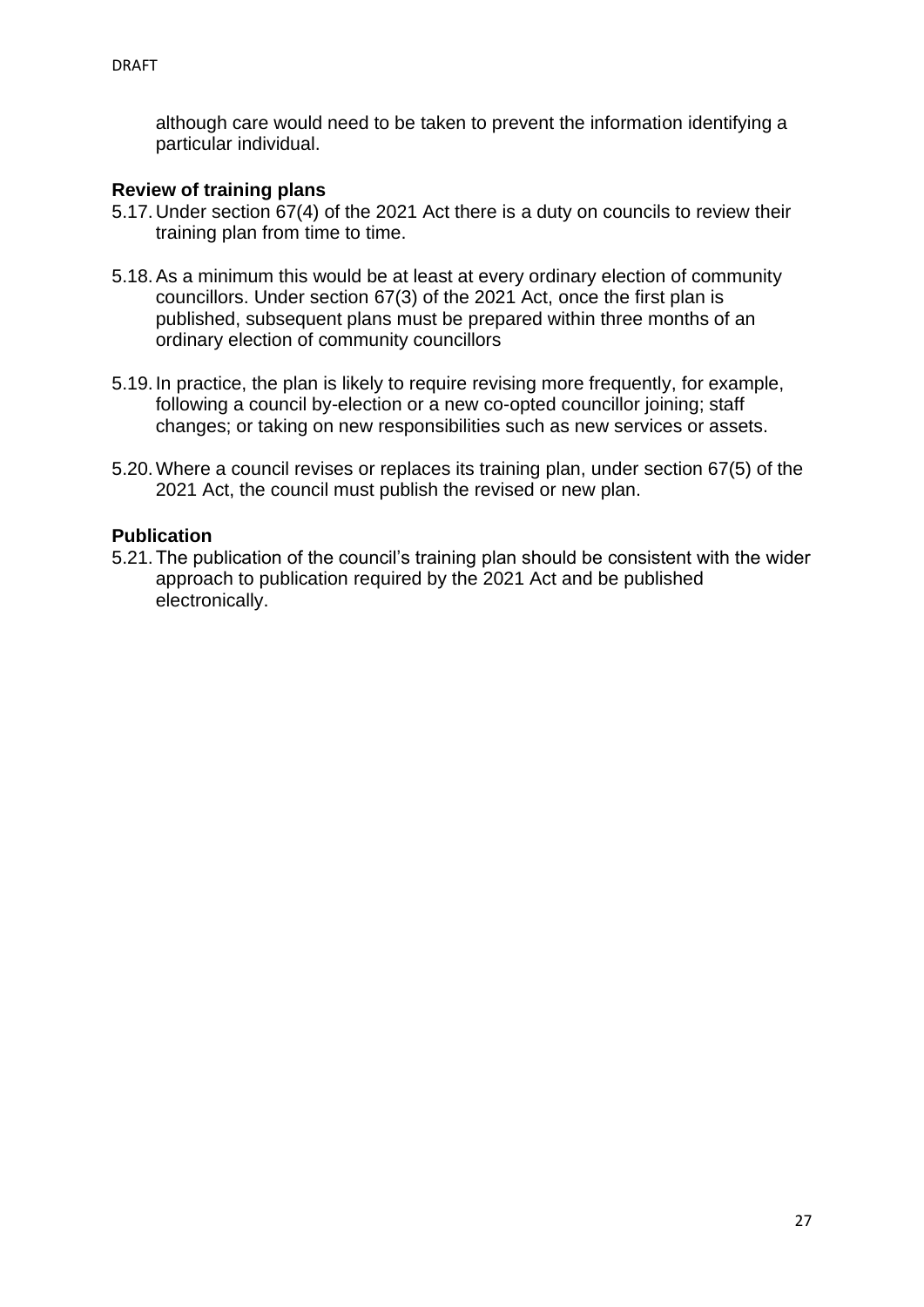although care would need to be taken to prevent the information identifying a particular individual.

**Review of training plans**

5.17. Under section 67(4) of the 2021 Act there is a duty on councils to review their training plan from time to time.

5.18. As a minimum this would be at least at every ordinary election of community councillors. Under section 67(3) of the 2021 Act, once the first plan is published, subsequent plans must be prepared within three months of an ordinary election of community councillors

5.19. In practice, the plan is likely to require revising more frequently, for example, following a council by-election or a new co-opted councillor joining; staff changes; or taking on new responsibilities such as new services or assets.

5.20. Where a council revises or replaces its training plan, under section 67(5) of the 2021 Act, the council must publish the revised or new plan.

**Publication**

5.21. The publication of the council's training plan should be consistent with the wider approach to publication required by the 2021 Act and be published electronically.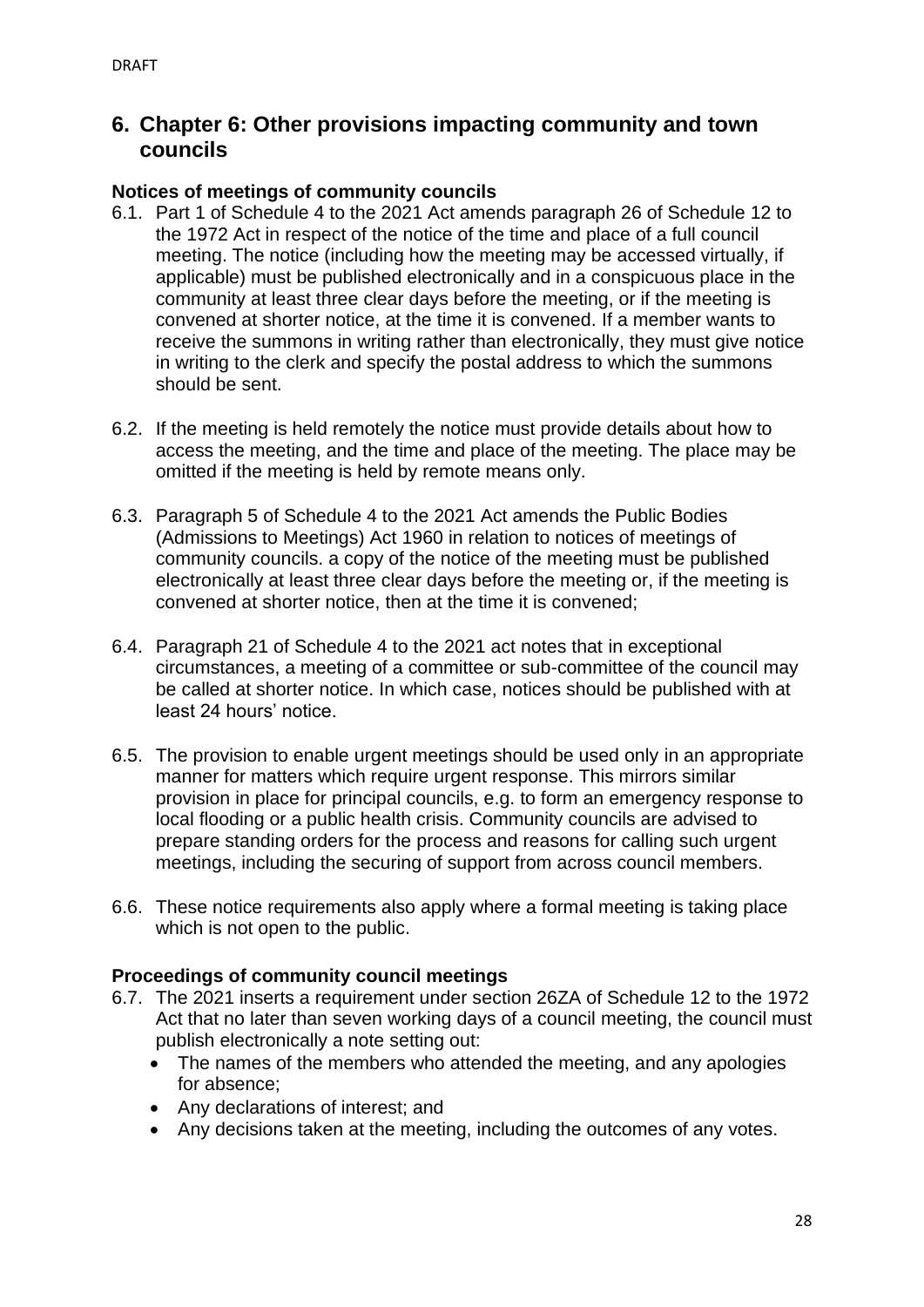DRAFT

## 6. Chapter 6: Other provisions impacting community and town councils

### Notices of meetings of community councils

6.1. Part 1 of Schedule 4 to the 2021 Act amends paragraph 26 of Schedule 12 to the 1972 Act in respect of the notice of the time and place of a full council meeting. The notice (including how the meeting may be accessed virtually, if applicable) must be published electronically and in a conspicuous place in the community at least three clear days before the meeting, or if the meeting is convened at shorter notice, at the time it is convened. If a member wants to receive the summons in writing rather than electronically, they must give notice in writing to the clerk and specify the postal address to which the summons should be sent.

6.2. If the meeting is held remotely the notice must provide details about how to access the meeting, and the time and place of the meeting. The place may be omitted if the meeting is held by remote means only.

6.3. Paragraph 5 of Schedule 4 to the 2021 Act amends the Public Bodies (Admissions to Meetings) Act 1960 in relation to notices of meetings of community councils. a copy of the notice of the meeting must be published electronically at least three clear days before the meeting or, if the meeting is convened at shorter notice, then at the time it is convened;

6.4. Paragraph 21 of Schedule 4 to the 2021 act notes that in exceptional circumstances, a meeting of a committee or sub-committee of the council may be called at shorter notice. In which case, notices should be published with at least 24 hours' notice.

6.5. The provision to enable urgent meetings should be used only in an appropriate manner for matters which require urgent response. This mirrors similar provision in place for principal councils, e.g. to form an emergency response to local flooding or a public health crisis. Community councils are advised to prepare standing orders for the process and reasons for calling such urgent meetings, including the securing of support from across council members.

6.6. These notice requirements also apply where a formal meeting is taking place which is not open to the public.

### Proceedings of community council meetings

6.7. The 2021 inserts a requirement under section 26ZA of Schedule 12 to the 1972 Act that no later than seven working days of a council meeting, the council must publish electronically a note setting out:

- The names of the members who attended the meeting, and any apologies for absence;
- Any declarations of interest; and
- Any decisions taken at the meeting, including the outcomes of any votes.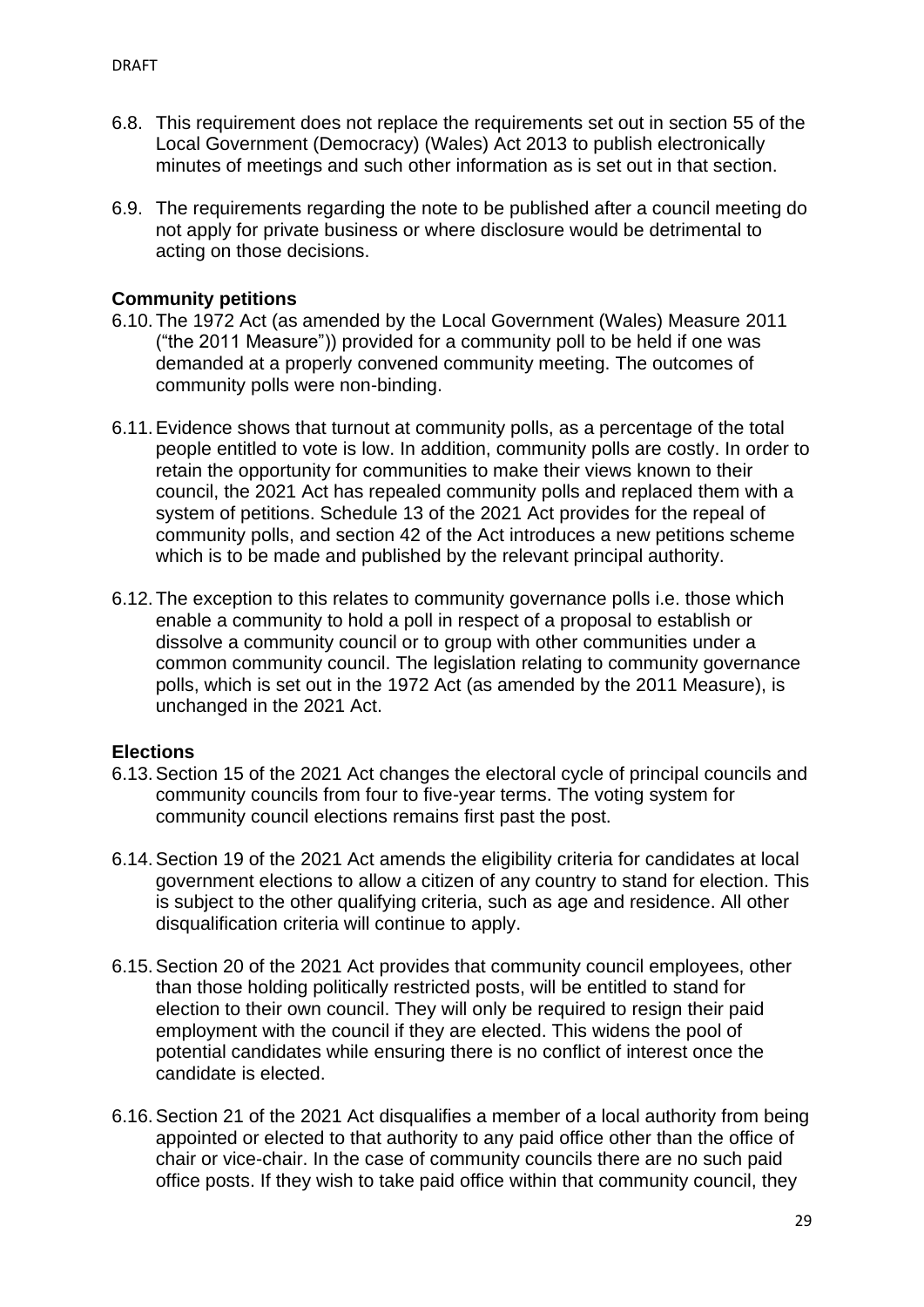6.8. This requirement does not replace the requirements set out in section 55 of the Local Government (Democracy) (Wales) Act 2013 to publish electronically minutes of meetings and such other information as is set out in that section.

6.9. The requirements regarding the note to be published after a council meeting do not apply for private business or where disclosure would be detrimental to acting on those decisions.

### Community petitions

6.10. The 1972 Act (as amended by the Local Government (Wales) Measure 2011 ("the 2011 Measure")) provided for a community poll to be held if one was demanded at a properly convened community meeting. The outcomes of community polls were non-binding.

6.11. Evidence shows that turnout at community polls, as a percentage of the total people entitled to vote is low. In addition, community polls are costly. In order to retain the opportunity for communities to make their views known to their council, the 2021 Act has repealed community polls and replaced them with a system of petitions. Schedule 13 of the 2021 Act provides for the repeal of community polls, and section 42 of the Act introduces a new petitions scheme which is to be made and published by the relevant principal authority.

6.12. The exception to this relates to community governance polls i.e. those which enable a community to hold a poll in respect of a proposal to establish or dissolve a community council or to group with other communities under a common community council. The legislation relating to community governance polls, which is set out in the 1972 Act (as amended by the 2011 Measure), is unchanged in the 2021 Act.

### Elections

6.13. Section 15 of the 2021 Act changes the electoral cycle of principal councils and community councils from four to five-year terms. The voting system for community council elections remains first past the post.

6.14. Section 19 of the 2021 Act amends the eligibility criteria for candidates at local government elections to allow a citizen of any country to stand for election. This is subject to the other qualifying criteria, such as age and residence. All other disqualification criteria will continue to apply.

6.15. Section 20 of the 2021 Act provides that community council employees, other than those holding politically restricted posts, will be entitled to stand for election to their own council. They will only be required to resign their paid employment with the council if they are elected. This widens the pool of potential candidates while ensuring there is no conflict of interest once the candidate is elected.

6.16. Section 21 of the 2021 Act disqualifies a member of a local authority from being appointed or elected to that authority to any paid office other than the office of chair or vice-chair. In the case of community councils there are no such paid office posts. If they wish to take paid office within that community council, they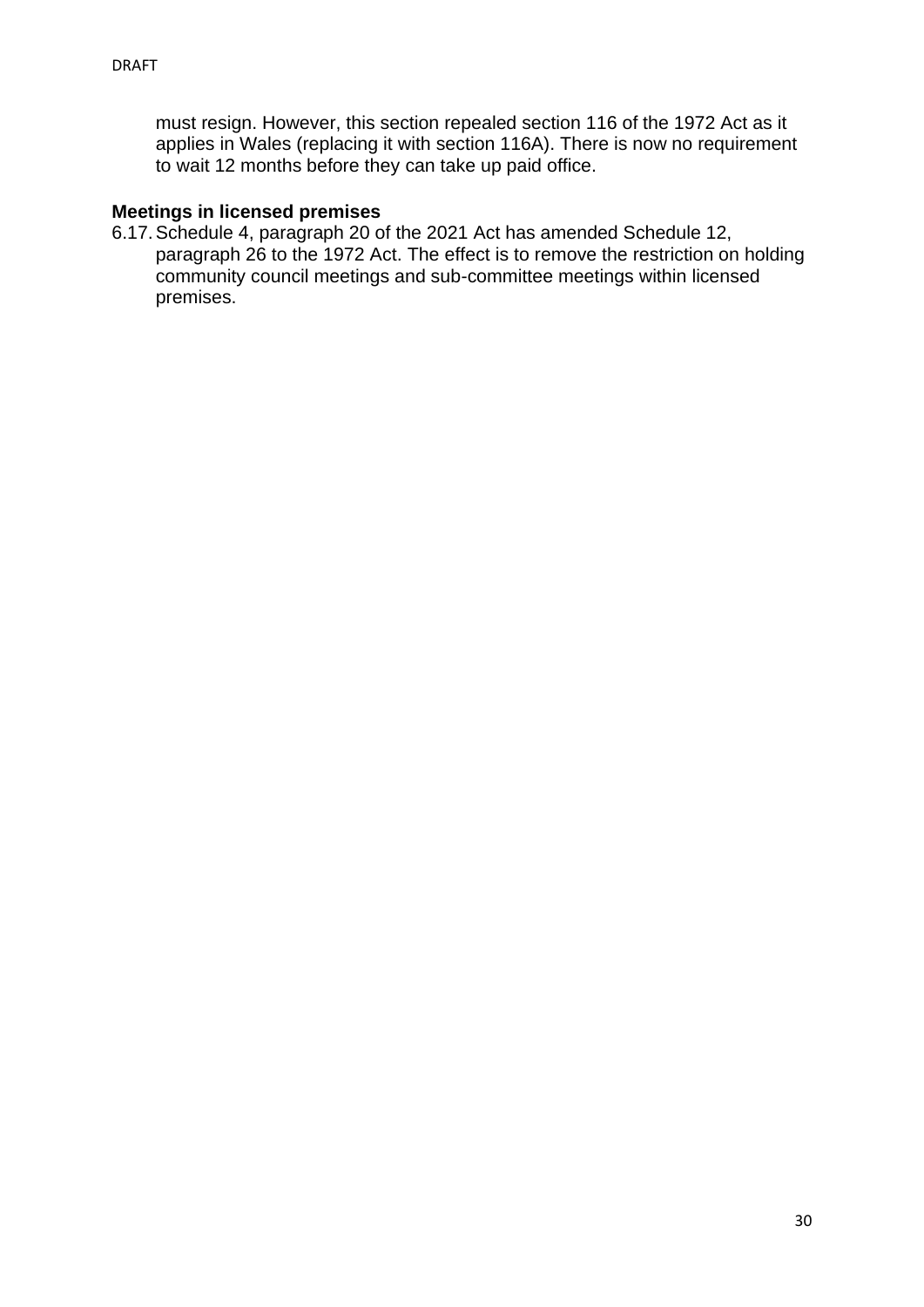must resign. However, this section repealed section 116 of the 1972 Act as it applies in Wales (replacing it with section 116A). There is now no requirement to wait 12 months before they can take up paid office.

**Meetings in licensed premises**

6.17. Schedule 4, paragraph 20 of the 2021 Act has amended Schedule 12, paragraph 26 to the 1972 Act. The effect is to remove the restriction on holding community council meetings and sub-committee meetings within licensed premises.